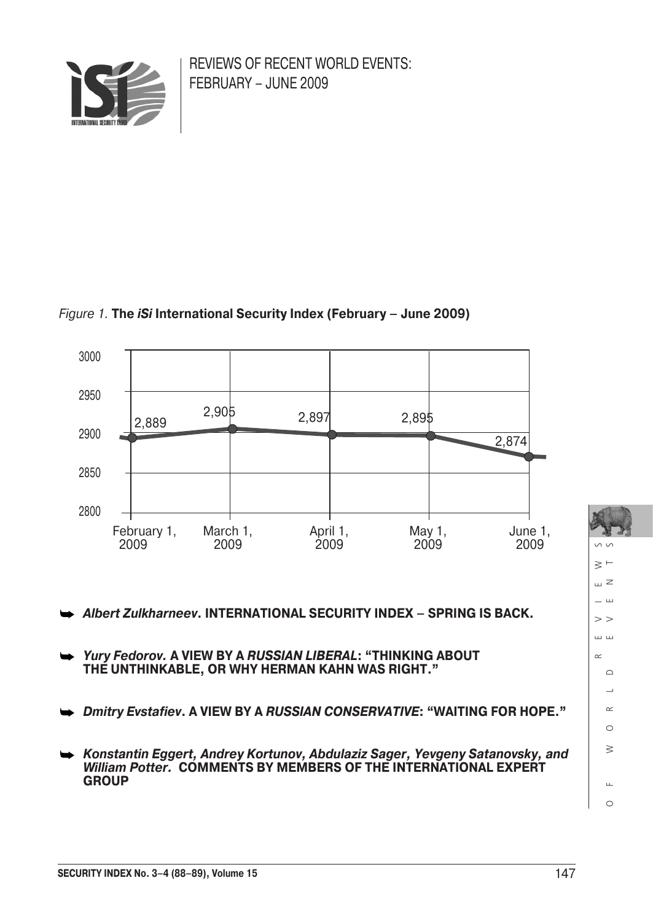# REVIEWS OF RECENT WORLD EVENTS: FEBRUARY – JUNE 2009

*Figure 1.* **The *iSi* International Security Index (February – June 2009)**

| Date | Index |
|---|---|
| February 1, 2009 | 2,889 |
| March 1, 2009 | 2,905 |
| April 1, 2009 | 2,897 |
| May 1, 2009 | 2,895 |
| June 1, 2009 | 2,874 |

- ***Albert Zulkharneev*. INTERNATIONAL SECURITY INDEX – SPRING IS BACK.**
- ***Yury Fedorov.* A VIEW BY A *RUSSIAN LIBERAL*: "THINKING ABOUT THE UNTHINKABLE, OR WHY HERMAN KAHN WAS RIGHT."**
- ***Dmitry Evstafiev*. A VIEW BY A *RUSSIAN CONSERVATIVE*: "WAITING FOR HOPE."**
- ***Konstantin Eggert, Andrey Kortunov, Abdulaziz Sager, Yevgeny Satanovsky, and William Potter.* COMMENTS BY MEMBERS OF THE INTERNATIONAL EXPERT GROUP**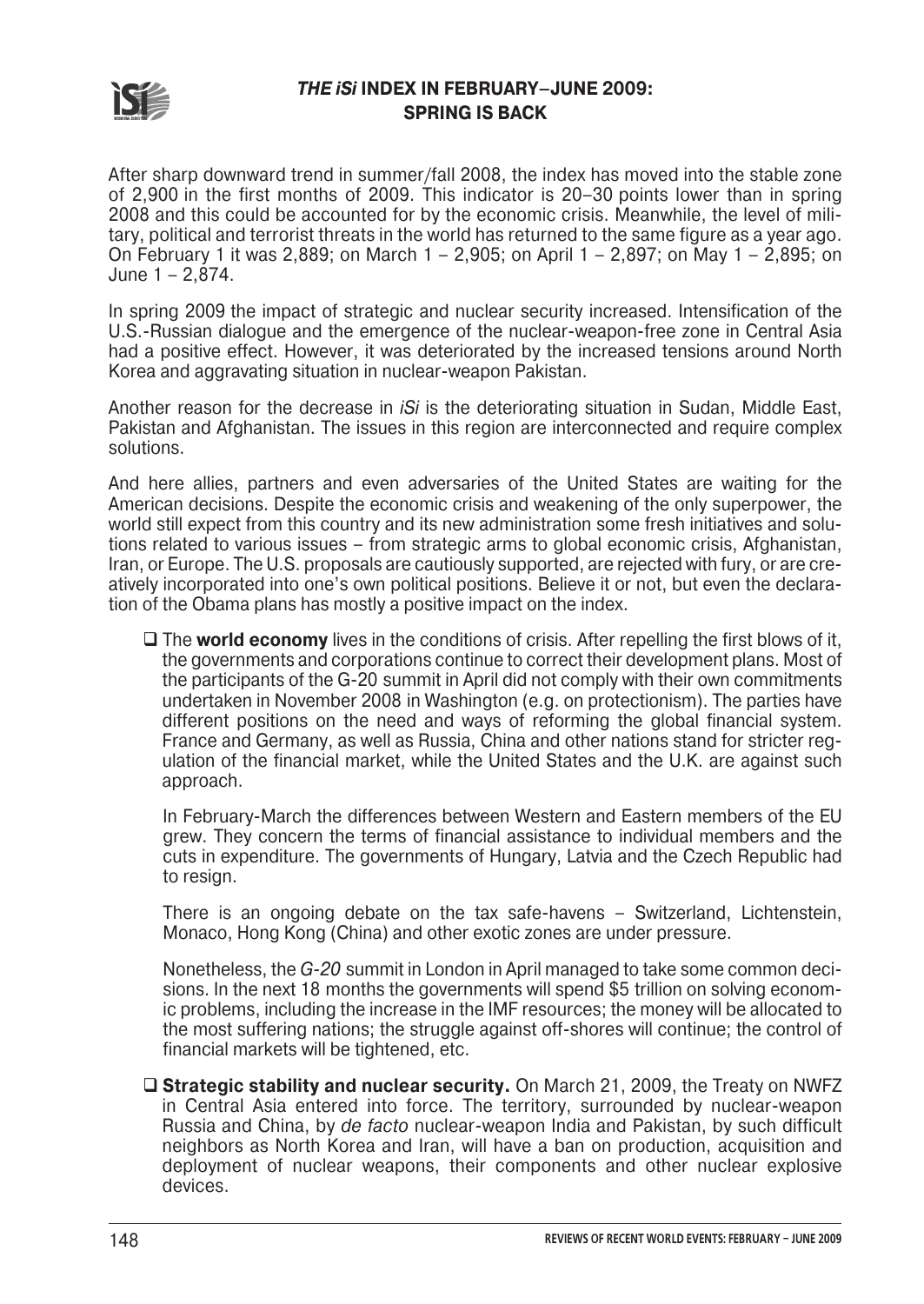## *THE iSi* INDEX IN FEBRUARY–JUNE 2009: SPRING IS BACK

After sharp downward trend in summer/fall 2008, the index has moved into the stable zone of 2,900 in the first months of 2009. This indicator is 20–30 points lower than in spring 2008 and this could be accounted for by the economic crisis. Meanwhile, the level of military, political and terrorist threats in the world has returned to the same figure as a year ago. On February 1 it was 2,889; on March 1 – 2,905; on April 1 – 2,897; on May 1 – 2,895; on June 1 – 2,874.

In spring 2009 the impact of strategic and nuclear security increased. Intensification of the U.S.-Russian dialogue and the emergence of the nuclear-weapon-free zone in Central Asia had a positive effect. However, it was deteriorated by the increased tensions around North Korea and aggravating situation in nuclear-weapon Pakistan.

Another reason for the decrease in *iSi* is the deteriorating situation in Sudan, Middle East, Pakistan and Afghanistan. The issues in this region are interconnected and require complex solutions.

And here allies, partners and even adversaries of the United States are waiting for the American decisions. Despite the economic crisis and weakening of the only superpower, the world still expect from this country and its new administration some fresh initiatives and solutions related to various issues – from strategic arms to global economic crisis, Afghanistan, Iran, or Europe. The U.S. proposals are cautiously supported, are rejected with fury, or are creatively incorporated into one's own political positions. Believe it or not, but even the declaration of the Obama plans has mostly a positive impact on the index.

- The **world economy** lives in the conditions of crisis. After repelling the first blows of it, the governments and corporations continue to correct their development plans. Most of the participants of the G-20 summit in April did not comply with their own commitments undertaken in November 2008 in Washington (e.g. on protectionism). The parties have different positions on the need and ways of reforming the global financial system. France and Germany, as well as Russia, China and other nations stand for stricter regulation of the financial market, while the United States and the U.K. are against such approach.

  In February-March the differences between Western and Eastern members of the EU grew. They concern the terms of financial assistance to individual members and the cuts in expenditure. The governments of Hungary, Latvia and the Czech Republic had to resign.

  There is an ongoing debate on the tax safe-havens – Switzerland, Lichtenstein, Monaco, Hong Kong (China) and other exotic zones are under pressure.

  Nonetheless, the *G-20* summit in London in April managed to take some common decisions. In the next 18 months the governments will spend $5 trillion on solving economic problems, including the increase in the IMF resources; the money will be allocated to the most suffering nations; the struggle against off-shores will continue; the control of financial markets will be tightened, etc.

- **Strategic stability and nuclear security.** On March 21, 2009, the Treaty on NWFZ in Central Asia entered into force. The territory, surrounded by nuclear-weapon Russia and China, by *de facto* nuclear-weapon India and Pakistan, by such difficult neighbors as North Korea and Iran, will have a ban on production, acquisition and deployment of nuclear weapons, their components and other nuclear explosive devices.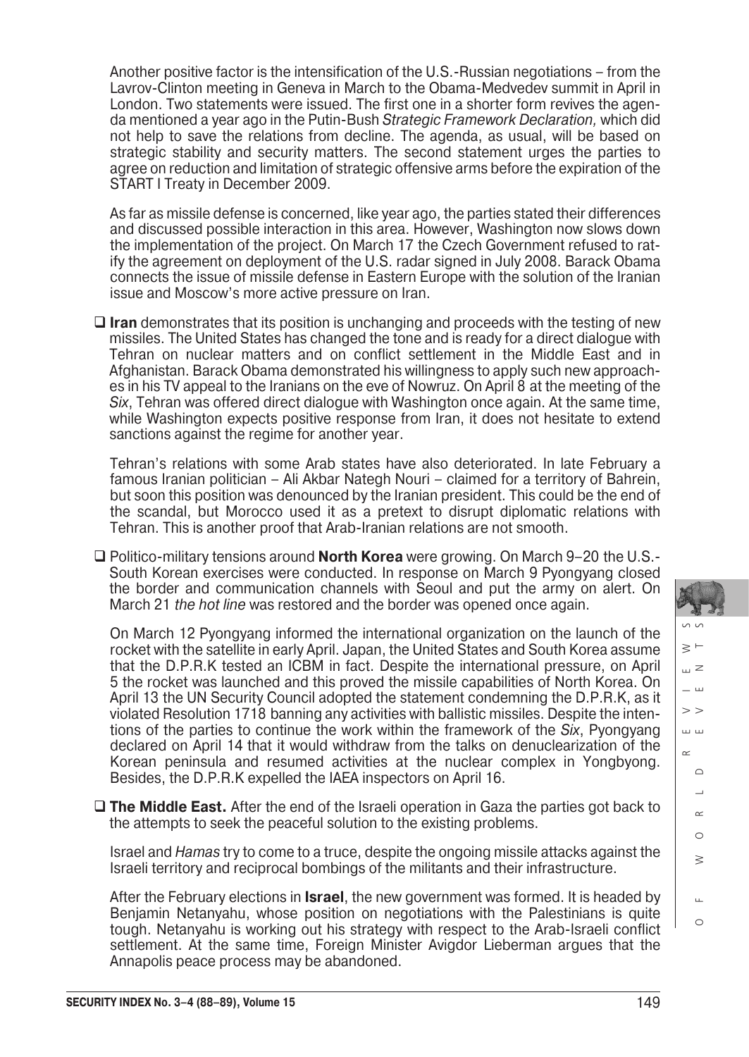Another positive factor is the intensification of the U.S.-Russian negotiations – from the Lavrov-Clinton meeting in Geneva in March to the Obama-Medvedev summit in April in London. Two statements were issued. The first one in a shorter form revives the agenda mentioned a year ago in the Putin-Bush *Strategic Framework Declaration,* which did not help to save the relations from decline. The agenda, as usual, will be based on strategic stability and security matters. The second statement urges the parties to agree on reduction and limitation of strategic offensive arms before the expiration of the START I Treaty in December 2009.

As far as missile defense is concerned, like year ago, the parties stated their differences and discussed possible interaction in this area. However, Washington now slows down the implementation of the project. On March 17 the Czech Government refused to ratify the agreement on deployment of the U.S. radar signed in July 2008. Barack Obama connects the issue of missile defense in Eastern Europe with the solution of the Iranian issue and Moscow's more active pressure on Iran.

- **Iran** demonstrates that its position is unchanging and proceeds with the testing of new missiles. The United States has changed the tone and is ready for a direct dialogue with Tehran on nuclear matters and on conflict settlement in the Middle East and in Afghanistan. Barack Obama demonstrated his willingness to apply such new approaches in his TV appeal to the Iranians on the eve of Nowruz. On April 8 at the meeting of the *Six*, Tehran was offered direct dialogue with Washington once again. At the same time, while Washington expects positive response from Iran, it does not hesitate to extend sanctions against the regime for another year.

  Tehran's relations with some Arab states have also deteriorated. In late February a famous Iranian politician – Ali Akbar Nategh Nouri – claimed for a territory of Bahrein, but soon this position was denounced by the Iranian president. This could be the end of the scandal, but Morocco used it as a pretext to disrupt diplomatic relations with Tehran. This is another proof that Arab-Iranian relations are not smooth.

- Politico-military tensions around **North Korea** were growing. On March 9–20 the U.S.-South Korean exercises were conducted. In response on March 9 Pyongyang closed the border and communication channels with Seoul and put the army on alert. On March 21 *the hot line* was restored and the border was opened once again.

  On March 12 Pyongyang informed the international organization on the launch of the rocket with the satellite in early April. Japan, the United States and South Korea assume that the D.P.R.K tested an ICBM in fact. Despite the international pressure, on April 5 the rocket was launched and this proved the missile capabilities of North Korea. On April 13 the UN Security Council adopted the statement condemning the D.P.R.K, as it violated Resolution 1718 banning any activities with ballistic missiles. Despite the intentions of the parties to continue the work within the framework of the *Six*, Pyongyang declared on April 14 that it would withdraw from the talks on denuclearization of the Korean peninsula and resumed activities at the nuclear complex in Yongbyong. Besides, the D.P.R.K expelled the IAEA inspectors on April 16.

- **The Middle East.** After the end of the Israeli operation in Gaza the parties got back to the attempts to seek the peaceful solution to the existing problems.

  Israel and *Hamas* try to come to a truce, despite the ongoing missile attacks against the Israeli territory and reciprocal bombings of the militants and their infrastructure.

  After the February elections in **Israel**, the new government was formed. It is headed by Benjamin Netanyahu, whose position on negotiations with the Palestinians is quite tough. Netanyahu is working out his strategy with respect to the Arab-Israeli conflict settlement. At the same time, Foreign Minister Avigdor Lieberman argues that the Annapolis peace process may be abandoned.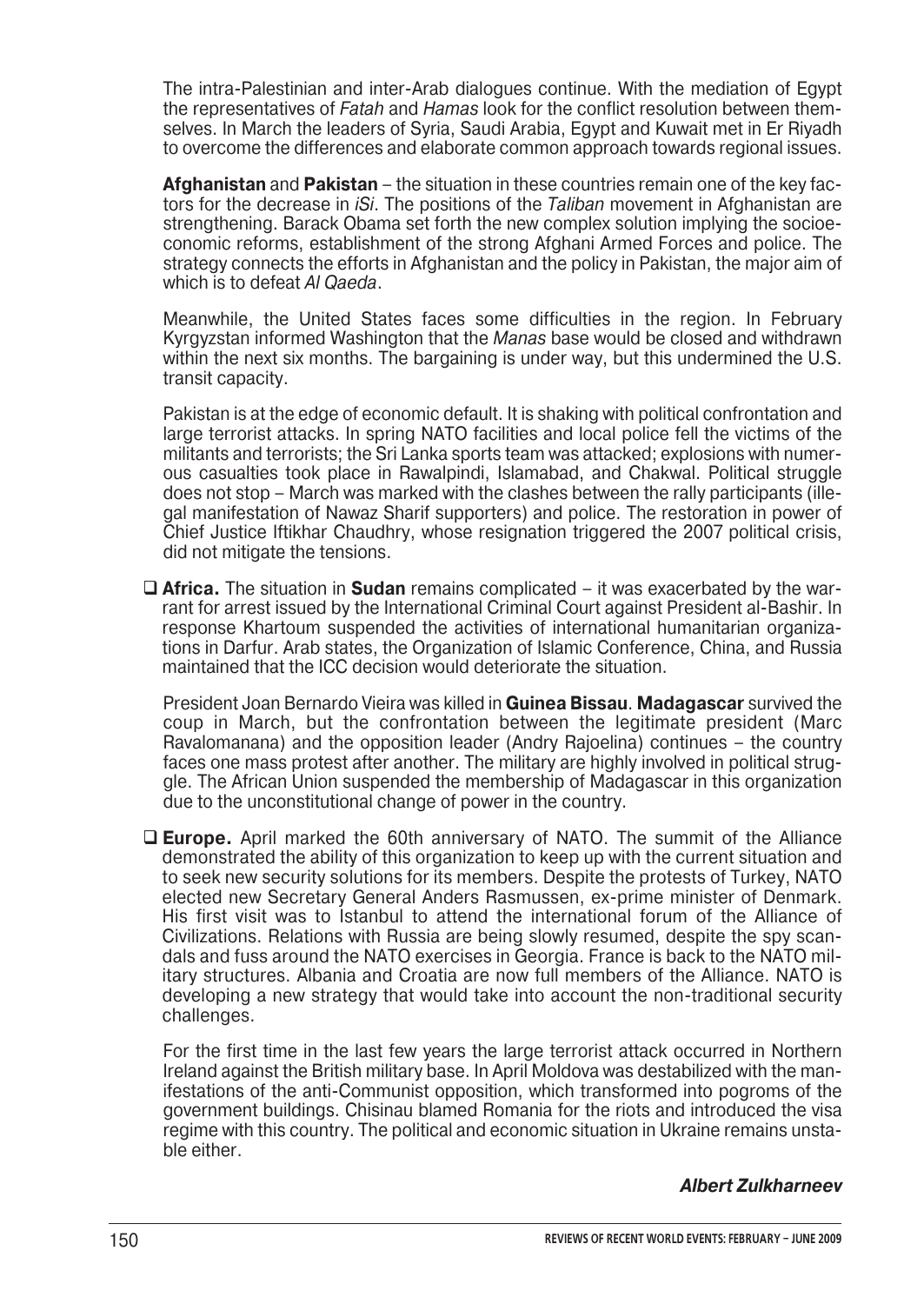The intra-Palestinian and inter-Arab dialogues continue. With the mediation of Egypt the representatives of *Fatah* and *Hamas* look for the conflict resolution between themselves. In March the leaders of Syria, Saudi Arabia, Egypt and Kuwait met in Er Riyadh to overcome the differences and elaborate common approach towards regional issues.

**Afghanistan** and **Pakistan** – the situation in these countries remain one of the key factors for the decrease in *iSi*. The positions of the *Taliban* movement in Afghanistan are strengthening. Barack Obama set forth the new complex solution implying the socioeconomic reforms, establishment of the strong Afghani Armed Forces and police. The strategy connects the efforts in Afghanistan and the policy in Pakistan, the major aim of which is to defeat *Al Qaeda*.

Meanwhile, the United States faces some difficulties in the region. In February Kyrgyzstan informed Washington that the *Manas* base would be closed and withdrawn within the next six months. The bargaining is under way, but this undermined the U.S. transit capacity.

Pakistan is at the edge of economic default. It is shaking with political confrontation and large terrorist attacks. In spring NATO facilities and local police fell the victims of the militants and terrorists; the Sri Lanka sports team was attacked; explosions with numerous casualties took place in Rawalpindi, Islamabad, and Chakwal. Political struggle does not stop – March was marked with the clashes between the rally participants (illegal manifestation of Nawaz Sharif supporters) and police. The restoration in power of Chief Justice Iftikhar Chaudhry, whose resignation triggered the 2007 political crisis, did not mitigate the tensions.

- **Africa.** The situation in **Sudan** remains complicated – it was exacerbated by the warrant for arrest issued by the International Criminal Court against President al-Bashir. In response Khartoum suspended the activities of international humanitarian organizations in Darfur. Arab states, the Organization of Islamic Conference, China, and Russia maintained that the ICC decision would deteriorate the situation.

  President Joan Bernardo Vieira was killed in **Guinea Bissau**. **Madagascar** survived the coup in March, but the confrontation between the legitimate president (Marc Ravalomanana) and the opposition leader (Andry Rajoelina) continues – the country faces one mass protest after another. The military are highly involved in political struggle. The African Union suspended the membership of Madagascar in this organization due to the unconstitutional change of power in the country.

- **Europe.** April marked the 60th anniversary of NATO. The summit of the Alliance demonstrated the ability of this organization to keep up with the current situation and to seek new security solutions for its members. Despite the protests of Turkey, NATO elected new Secretary General Anders Rasmussen, ex-prime minister of Denmark. His first visit was to Istanbul to attend the international forum of the Alliance of Civilizations. Relations with Russia are being slowly resumed, despite the spy scandals and fuss around the NATO exercises in Georgia. France is back to the NATO military structures. Albania and Croatia are now full members of the Alliance. NATO is developing a new strategy that would take into account the non-traditional security challenges.

  For the first time in the last few years the large terrorist attack occurred in Northern Ireland against the British military base. In April Moldova was destabilized with the manifestations of the anti-Communist opposition, which transformed into pogroms of the government buildings. Chisinau blamed Romania for the riots and introduced the visa regime with this country. The political and economic situation in Ukraine remains unstable either.

***Albert Zulkharneev***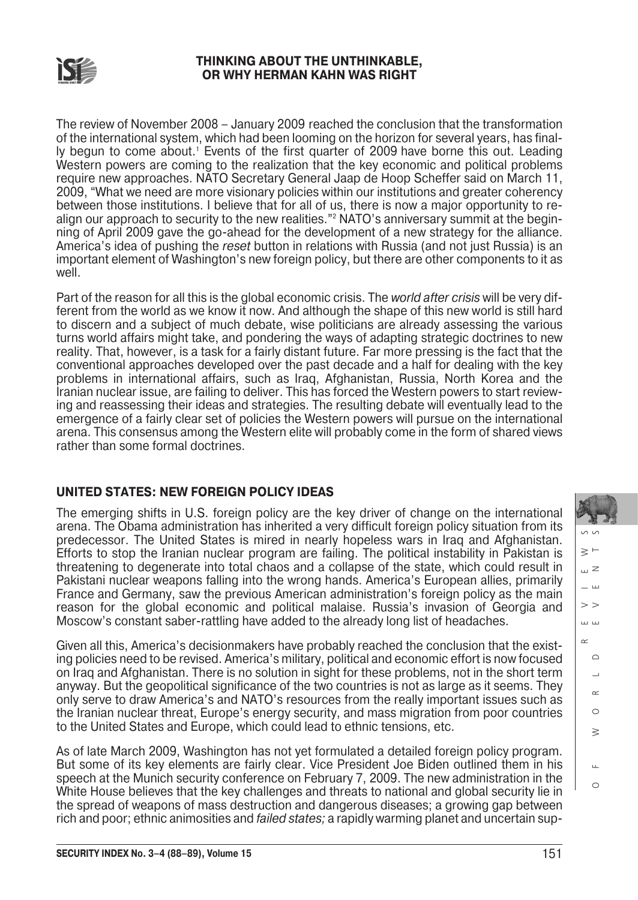# THINKING ABOUT THE UNTHINKABLE, OR WHY HERMAN KAHN WAS RIGHT

The review of November 2008 – January 2009 reached the conclusion that the transformation of the international system, which had been looming on the horizon for several years, has finally begun to come about.[1] Events of the first quarter of 2009 have borne this out. Leading Western powers are coming to the realization that the key economic and political problems require new approaches. NATO Secretary General Jaap de Hoop Scheffer said on March 11, 2009, "What we need are more visionary policies within our institutions and greater coherency between those institutions. I believe that for all of us, there is now a major opportunity to realign our approach to security to the new realities."[2] NATO's anniversary summit at the beginning of April 2009 gave the go-ahead for the development of a new strategy for the alliance. America's idea of pushing the *reset* button in relations with Russia (and not just Russia) is an important element of Washington's new foreign policy, but there are other components to it as well.

Part of the reason for all this is the global economic crisis. The *world after crisis* will be very different from the world as we know it now. And although the shape of this new world is still hard to discern and a subject of much debate, wise politicians are already assessing the various turns world affairs might take, and pondering the ways of adapting strategic doctrines to new reality. That, however, is a task for a fairly distant future. Far more pressing is the fact that the conventional approaches developed over the past decade and a half for dealing with the key problems in international affairs, such as Iraq, Afghanistan, Russia, North Korea and the Iranian nuclear issue, are failing to deliver. This has forced the Western powers to start reviewing and reassessing their ideas and strategies. The resulting debate will eventually lead to the emergence of a fairly clear set of policies the Western powers will pursue on the international arena. This consensus among the Western elite will probably come in the form of shared views rather than some formal doctrines.

## UNITED STATES: NEW FOREIGN POLICY IDEAS

The emerging shifts in U.S. foreign policy are the key driver of change on the international arena. The Obama administration has inherited a very difficult foreign policy situation from its predecessor. The United States is mired in nearly hopeless wars in Iraq and Afghanistan. Efforts to stop the Iranian nuclear program are failing. The political instability in Pakistan is threatening to degenerate into total chaos and a collapse of the state, which could result in Pakistani nuclear weapons falling into the wrong hands. America's European allies, primarily France and Germany, saw the previous American administration's foreign policy as the main reason for the global economic and political malaise. Russia's invasion of Georgia and Moscow's constant saber-rattling have added to the already long list of headaches.

Given all this, America's decisionmakers have probably reached the conclusion that the existing policies need to be revised. America's military, political and economic effort is now focused on Iraq and Afghanistan. There is no solution in sight for these problems, not in the short term anyway. But the geopolitical significance of the two countries is not as large as it seems. They only serve to draw America's and NATO's resources from the really important issues such as the Iranian nuclear threat, Europe's energy security, and mass migration from poor countries to the United States and Europe, which could lead to ethnic tensions, etc.

As of late March 2009, Washington has not yet formulated a detailed foreign policy program. But some of its key elements are fairly clear. Vice President Joe Biden outlined them in his speech at the Munich security conference on February 7, 2009. The new administration in the White House believes that the key challenges and threats to national and global security lie in the spread of weapons of mass destruction and dangerous diseases; a growing gap between rich and poor; ethnic animosities and *failed states;* a rapidly warming planet and uncertain sup-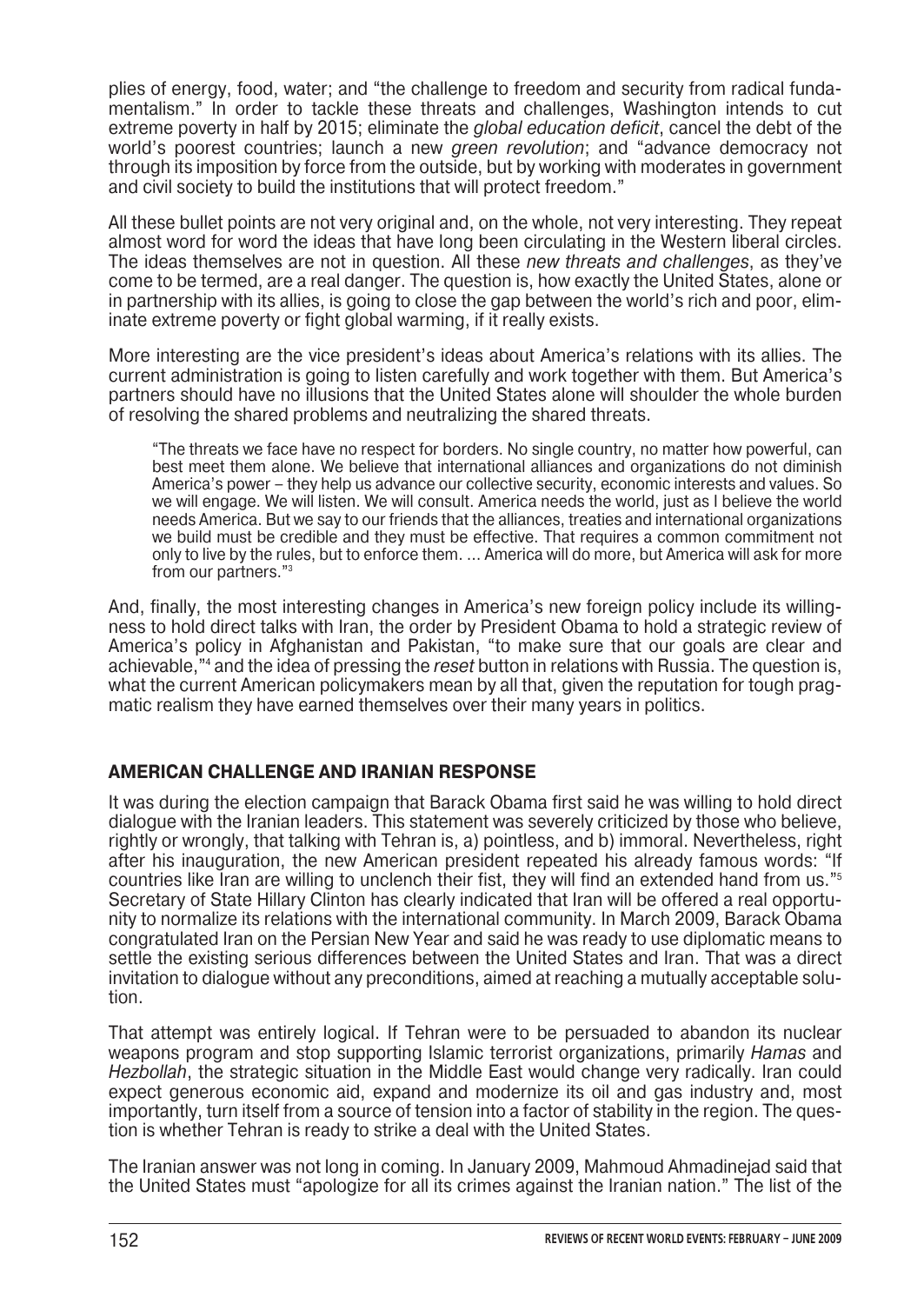plies of energy, food, water; and "the challenge to freedom and security from radical fundamentalism." In order to tackle these threats and challenges, Washington intends to cut extreme poverty in half by 2015; eliminate the *global education deficit*, cancel the debt of the world's poorest countries; launch a new *green revolution*; and "advance democracy not through its imposition by force from the outside, but by working with moderates in government and civil society to build the institutions that will protect freedom."

All these bullet points are not very original and, on the whole, not very interesting. They repeat almost word for word the ideas that have long been circulating in the Western liberal circles. The ideas themselves are not in question. All these *new threats and challenges*, as they've come to be termed, are a real danger. The question is, how exactly the United States, alone or in partnership with its allies, is going to close the gap between the world's rich and poor, eliminate extreme poverty or fight global warming, if it really exists.

More interesting are the vice president's ideas about America's relations with its allies. The current administration is going to listen carefully and work together with them. But America's partners should have no illusions that the United States alone will shoulder the whole burden of resolving the shared problems and neutralizing the shared threats.

> "The threats we face have no respect for borders. No single country, no matter how powerful, can best meet them alone. We believe that international alliances and organizations do not diminish America's power – they help us advance our collective security, economic interests and values. So we will engage. We will listen. We will consult. America needs the world, just as I believe the world needs America. But we say to our friends that the alliances, treaties and international organizations we build must be credible and they must be effective. That requires a common commitment not only to live by the rules, but to enforce them. ... America will do more, but America will ask for more from our partners."[3]

And, finally, the most interesting changes in America's new foreign policy include its willingness to hold direct talks with Iran, the order by President Obama to hold a strategic review of America's policy in Afghanistan and Pakistan, "to make sure that our goals are clear and achievable,"[4] and the idea of pressing the *reset* button in relations with Russia. The question is, what the current American policymakers mean by all that, given the reputation for tough pragmatic realism they have earned themselves over their many years in politics.

## AMERICAN CHALLENGE AND IRANIAN RESPONSE

It was during the election campaign that Barack Obama first said he was willing to hold direct dialogue with the Iranian leaders. This statement was severely criticized by those who believe, rightly or wrongly, that talking with Tehran is, a) pointless, and b) immoral. Nevertheless, right after his inauguration, the new American president repeated his already famous words: "If countries like Iran are willing to unclench their fist, they will find an extended hand from us."[5] Secretary of State Hillary Clinton has clearly indicated that Iran will be offered a real opportunity to normalize its relations with the international community. In March 2009, Barack Obama congratulated Iran on the Persian New Year and said he was ready to use diplomatic means to settle the existing serious differences between the United States and Iran. That was a direct invitation to dialogue without any preconditions, aimed at reaching a mutually acceptable solution.

That attempt was entirely logical. If Tehran were to be persuaded to abandon its nuclear weapons program and stop supporting Islamic terrorist organizations, primarily *Hamas* and *Hezbollah*, the strategic situation in the Middle East would change very radically. Iran could expect generous economic aid, expand and modernize its oil and gas industry and, most importantly, turn itself from a source of tension into a factor of stability in the region. The question is whether Tehran is ready to strike a deal with the United States.

The Iranian answer was not long in coming. In January 2009, Mahmoud Ahmadinejad said that the United States must "apologize for all its crimes against the Iranian nation." The list of the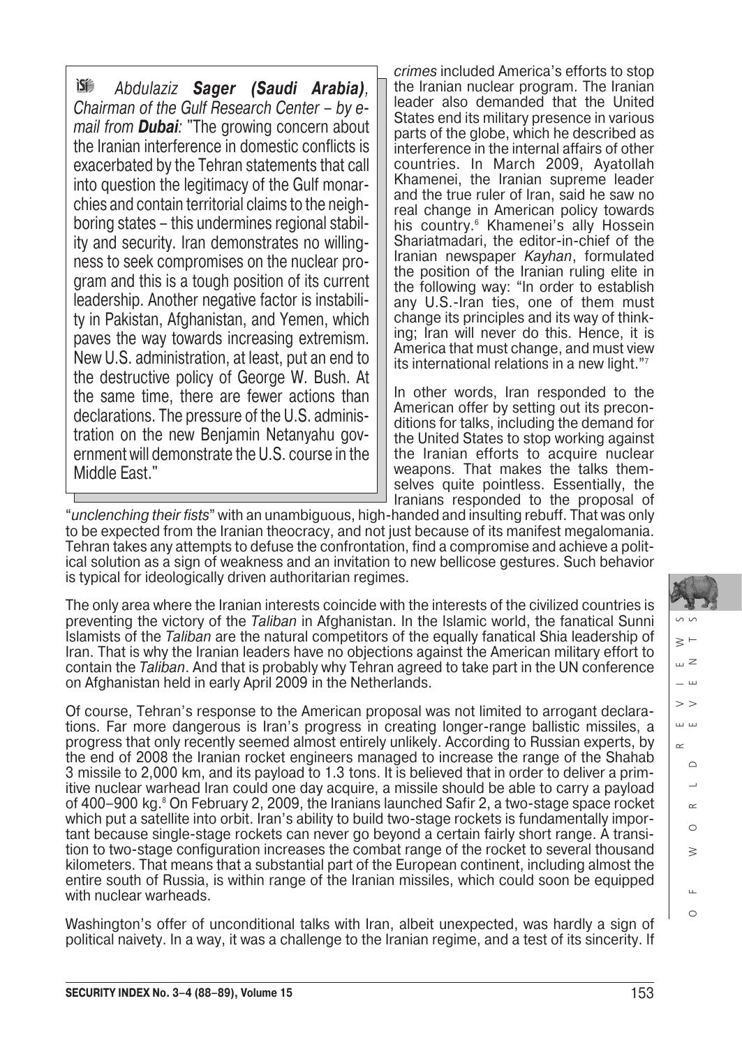> *Abdulaziz* ***Sager (Saudi Arabia)***, *Chairman of the Gulf Research Center – by e-mail from* ***Dubai***: "The growing concern about the Iranian interference in domestic conflicts is exacerbated by the Tehran statements that call into question the legitimacy of the Gulf monarchies and contain territorial claims to the neighboring states – this undermines regional stability and security. Iran demonstrates no willingness to seek compromises on the nuclear program and this is a tough position of its current leadership. Another negative factor is instability in Pakistan, Afghanistan, and Yemen, which paves the way towards increasing extremism. New U.S. administration, at least, put an end to the destructive policy of George W. Bush. At the same time, there are fewer actions than declarations. The pressure of the U.S. administration on the new Benjamin Netanyahu government will demonstrate the U.S. course in the Middle East."

*crimes* included America's efforts to stop the Iranian nuclear program. The Iranian leader also demanded that the United States end its military presence in various parts of the globe, which he described as interference in the internal affairs of other countries. In March 2009, Ayatollah Khamenei, the Iranian supreme leader and the true ruler of Iran, said he saw no real change in American policy towards his country.[6] Khamenei's ally Hossein Shariatmadari, the editor-in-chief of the Iranian newspaper *Kayhan*, formulated the position of the Iranian ruling elite in the following way: "In order to establish any U.S.-Iran ties, one of them must change its principles and its way of thinking; Iran will never do this. Hence, it is America that must change, and must view its international relations in a new light."[7]

In other words, Iran responded to the American offer by setting out its preconditions for talks, including the demand for the United States to stop working against the Iranian efforts to acquire nuclear weapons. That makes the talks themselves quite pointless. Essentially, the Iranians responded to the proposal of "*unclenching their fists*" with an unambiguous, high-handed and insulting rebuff. That was only to be expected from the Iranian theocracy, and not just because of its manifest megalomania. Tehran takes any attempts to defuse the confrontation, find a compromise and achieve a political solution as a sign of weakness and an invitation to new bellicose gestures. Such behavior is typical for ideologically driven authoritarian regimes.

The only area where the Iranian interests coincide with the interests of the civilized countries is preventing the victory of the *Taliban* in Afghanistan. In the Islamic world, the fanatical Sunni Islamists of the *Taliban* are the natural competitors of the equally fanatical Shia leadership of Iran. That is why the Iranian leaders have no objections against the American military effort to contain the *Taliban*. And that is probably why Tehran agreed to take part in the UN conference on Afghanistan held in early April 2009 in the Netherlands.

Of course, Tehran's response to the American proposal was not limited to arrogant declarations. Far more dangerous is Iran's progress in creating longer-range ballistic missiles, a progress that only recently seemed almost entirely unlikely. According to Russian experts, by the end of 2008 the Iranian rocket engineers managed to increase the range of the Shahab 3 missile to 2,000 km, and its payload to 1.3 tons. It is believed that in order to deliver a primitive nuclear warhead Iran could one day acquire, a missile should be able to carry a payload of 400–900 kg.[8] On February 2, 2009, the Iranians launched Safir 2, a two-stage space rocket which put a satellite into orbit. Iran's ability to build two-stage rockets is fundamentally important because single-stage rockets can never go beyond a certain fairly short range. A transition to two-stage configuration increases the combat range of the rocket to several thousand kilometers. That means that a substantial part of the European continent, including almost the entire south of Russia, is within range of the Iranian missiles, which could soon be equipped with nuclear warheads.

Washington's offer of unconditional talks with Iran, albeit unexpected, was hardly a sign of political naivety. In a way, it was a challenge to the Iranian regime, and a test of its sincerity. If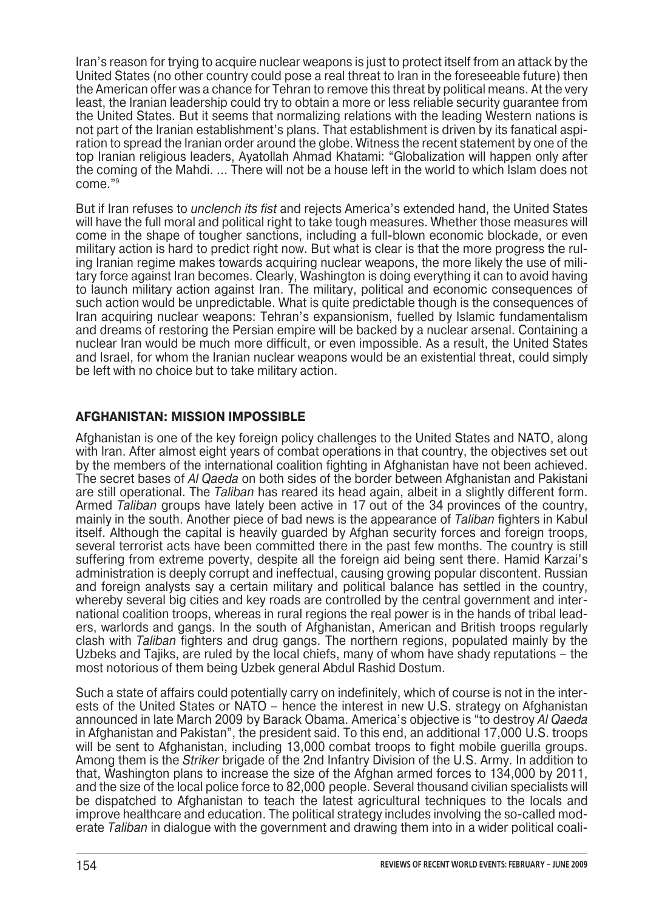Iran's reason for trying to acquire nuclear weapons is just to protect itself from an attack by the United States (no other country could pose a real threat to Iran in the foreseeable future) then the American offer was a chance for Tehran to remove this threat by political means. At the very least, the Iranian leadership could try to obtain a more or less reliable security guarantee from the United States. But it seems that normalizing relations with the leading Western nations is not part of the Iranian establishment's plans. That establishment is driven by its fanatical aspiration to spread the Iranian order around the globe. Witness the recent statement by one of the top Iranian religious leaders, Ayatollah Ahmad Khatami: "Globalization will happen only after the coming of the Mahdi. ... There will not be a house left in the world to which Islam does not come."[9]

But if Iran refuses to *unclench its fist* and rejects America's extended hand, the United States will have the full moral and political right to take tough measures. Whether those measures will come in the shape of tougher sanctions, including a full-blown economic blockade, or even military action is hard to predict right now. But what is clear is that the more progress the ruling Iranian regime makes towards acquiring nuclear weapons, the more likely the use of military force against Iran becomes. Clearly, Washington is doing everything it can to avoid having to launch military action against Iran. The military, political and economic consequences of such action would be unpredictable. What is quite predictable though is the consequences of Iran acquiring nuclear weapons: Tehran's expansionism, fuelled by Islamic fundamentalism and dreams of restoring the Persian empire will be backed by a nuclear arsenal. Containing a nuclear Iran would be much more difficult, or even impossible. As a result, the United States and Israel, for whom the Iranian nuclear weapons would be an existential threat, could simply be left with no choice but to take military action.

## AFGHANISTAN: MISSION IMPOSSIBLE

Afghanistan is one of the key foreign policy challenges to the United States and NATO, along with Iran. After almost eight years of combat operations in that country, the objectives set out by the members of the international coalition fighting in Afghanistan have not been achieved. The secret bases of *Al Qaeda* on both sides of the border between Afghanistan and Pakistani are still operational. The *Taliban* has reared its head again, albeit in a slightly different form. Armed *Taliban* groups have lately been active in 17 out of the 34 provinces of the country, mainly in the south. Another piece of bad news is the appearance of *Taliban* fighters in Kabul itself. Although the capital is heavily guarded by Afghan security forces and foreign troops, several terrorist acts have been committed there in the past few months. The country is still suffering from extreme poverty, despite all the foreign aid being sent there. Hamid Karzai's administration is deeply corrupt and ineffectual, causing growing popular discontent. Russian and foreign analysts say a certain military and political balance has settled in the country, whereby several big cities and key roads are controlled by the central government and international coalition troops, whereas in rural regions the real power is in the hands of tribal leaders, warlords and gangs. In the south of Afghanistan, American and British troops regularly clash with *Taliban* fighters and drug gangs. The northern regions, populated mainly by the Uzbeks and Tajiks, are ruled by the local chiefs, many of whom have shady reputations – the most notorious of them being Uzbek general Abdul Rashid Dostum.

Such a state of affairs could potentially carry on indefinitely, which of course is not in the interests of the United States or NATO – hence the interest in new U.S. strategy on Afghanistan announced in late March 2009 by Barack Obama. America's objective is "to destroy *Al Qaeda* in Afghanistan and Pakistan", the president said. To this end, an additional 17,000 U.S. troops will be sent to Afghanistan, including 13,000 combat troops to fight mobile guerilla groups. Among them is the *Striker* brigade of the 2nd Infantry Division of the U.S. Army. In addition to that, Washington plans to increase the size of the Afghan armed forces to 134,000 by 2011, and the size of the local police force to 82,000 people. Several thousand civilian specialists will be dispatched to Afghanistan to teach the latest agricultural techniques to the locals and improve healthcare and education. The political strategy includes involving the so-called moderate *Taliban* in dialogue with the government and drawing them into in a wider political coali-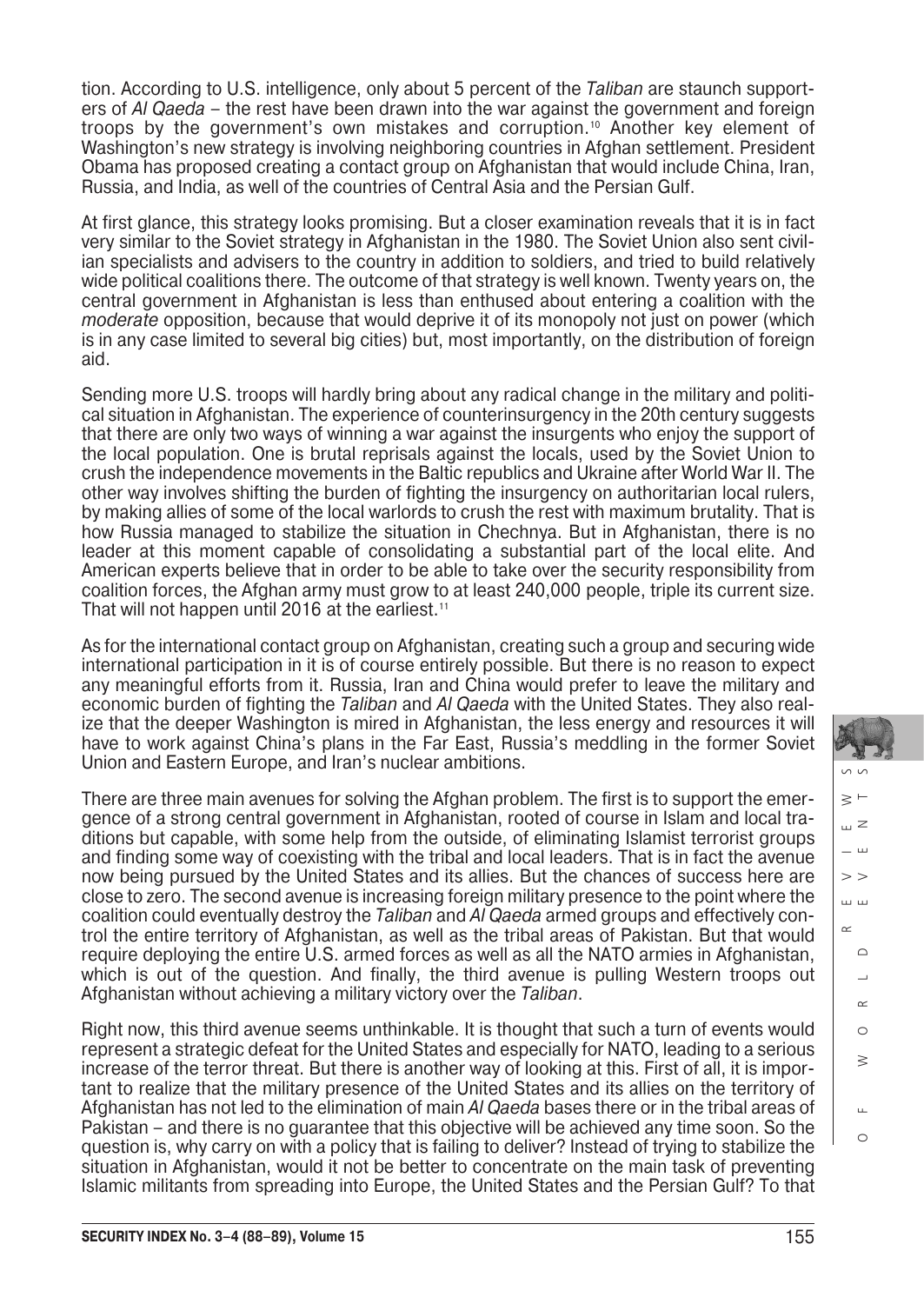tion. According to U.S. intelligence, only about 5 percent of the *Taliban* are staunch supporters of *Al Qaeda* – the rest have been drawn into the war against the government and foreign troops by the government's own mistakes and corruption.[10] Another key element of Washington's new strategy is involving neighboring countries in Afghan settlement. President Obama has proposed creating a contact group on Afghanistan that would include China, Iran, Russia, and India, as well of the countries of Central Asia and the Persian Gulf.

At first glance, this strategy looks promising. But a closer examination reveals that it is in fact very similar to the Soviet strategy in Afghanistan in the 1980. The Soviet Union also sent civilian specialists and advisers to the country in addition to soldiers, and tried to build relatively wide political coalitions there. The outcome of that strategy is well known. Twenty years on, the central government in Afghanistan is less than enthused about entering a coalition with the *moderate* opposition, because that would deprive it of its monopoly not just on power (which is in any case limited to several big cities) but, most importantly, on the distribution of foreign aid.

Sending more U.S. troops will hardly bring about any radical change in the military and political situation in Afghanistan. The experience of counterinsurgency in the 20th century suggests that there are only two ways of winning a war against the insurgents who enjoy the support of the local population. One is brutal reprisals against the locals, used by the Soviet Union to crush the independence movements in the Baltic republics and Ukraine after World War II. The other way involves shifting the burden of fighting the insurgency on authoritarian local rulers, by making allies of some of the local warlords to crush the rest with maximum brutality. That is how Russia managed to stabilize the situation in Chechnya. But in Afghanistan, there is no leader at this moment capable of consolidating a substantial part of the local elite. And American experts believe that in order to be able to take over the security responsibility from coalition forces, the Afghan army must grow to at least 240,000 people, triple its current size. That will not happen until 2016 at the earliest.[11]

As for the international contact group on Afghanistan, creating such a group and securing wide international participation in it is of course entirely possible. But there is no reason to expect any meaningful efforts from it. Russia, Iran and China would prefer to leave the military and economic burden of fighting the *Taliban* and *Al Qaeda* with the United States. They also realize that the deeper Washington is mired in Afghanistan, the less energy and resources it will have to work against China's plans in the Far East, Russia's meddling in the former Soviet Union and Eastern Europe, and Iran's nuclear ambitions.

There are three main avenues for solving the Afghan problem. The first is to support the emergence of a strong central government in Afghanistan, rooted of course in Islam and local traditions but capable, with some help from the outside, of eliminating Islamist terrorist groups and finding some way of coexisting with the tribal and local leaders. That is in fact the avenue now being pursued by the United States and its allies. But the chances of success here are close to zero. The second avenue is increasing foreign military presence to the point where the coalition could eventually destroy the *Taliban* and *Al Qaeda* armed groups and effectively control the entire territory of Afghanistan, as well as the tribal areas of Pakistan. But that would require deploying the entire U.S. armed forces as well as all the NATO armies in Afghanistan, which is out of the question. And finally, the third avenue is pulling Western troops out Afghanistan without achieving a military victory over the *Taliban*.

Right now, this third avenue seems unthinkable. It is thought that such a turn of events would represent a strategic defeat for the United States and especially for NATO, leading to a serious increase of the terror threat. But there is another way of looking at this. First of all, it is important to realize that the military presence of the United States and its allies on the territory of Afghanistan has not led to the elimination of main *Al Qaeda* bases there or in the tribal areas of Pakistan – and there is no guarantee that this objective will be achieved any time soon. So the question is, why carry on with a policy that is failing to deliver? Instead of trying to stabilize the situation in Afghanistan, would it not be better to concentrate on the main task of preventing Islamic militants from spreading into Europe, the United States and the Persian Gulf? To that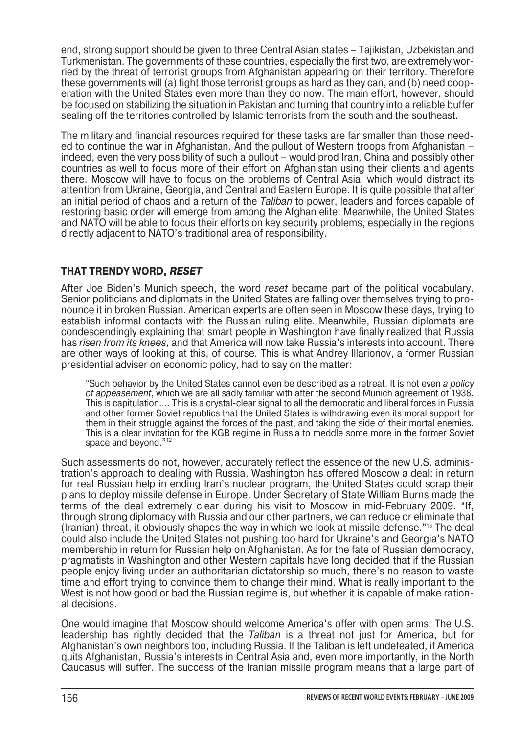end, strong support should be given to three Central Asian states – Tajikistan, Uzbekistan and Turkmenistan. The governments of these countries, especially the first two, are extremely worried by the threat of terrorist groups from Afghanistan appearing on their territory. Therefore these governments will (a) fight those terrorist groups as hard as they can, and (b) need cooperation with the United States even more than they do now. The main effort, however, should be focused on stabilizing the situation in Pakistan and turning that country into a reliable buffer sealing off the territories controlled by Islamic terrorists from the south and the southeast.

The military and financial resources required for these tasks are far smaller than those needed to continue the war in Afghanistan. And the pullout of Western troops from Afghanistan – indeed, even the very possibility of such a pullout – would prod Iran, China and possibly other countries as well to focus more of their effort on Afghanistan using their clients and agents there. Moscow will have to focus on the problems of Central Asia, which would distract its attention from Ukraine, Georgia, and Central and Eastern Europe. It is quite possible that after an initial period of chaos and a return of the *Taliban* to power, leaders and forces capable of restoring basic order will emerge from among the Afghan elite. Meanwhile, the United States and NATO will be able to focus their efforts on key security problems, especially in the regions directly adjacent to NATO's traditional area of responsibility.

## THAT TRENDY WORD, *RESET*

After Joe Biden's Munich speech, the word *reset* became part of the political vocabulary. Senior politicians and diplomats in the United States are falling over themselves trying to pronounce it in broken Russian. American experts are often seen in Moscow these days, trying to establish informal contacts with the Russian ruling elite. Meanwhile, Russian diplomats are condescendingly explaining that smart people in Washington have finally realized that Russia has *risen from its knees*, and that America will now take Russia's interests into account. There are other ways of looking at this, of course. This is what Andrey Illarionov, a former Russian presidential adviser on economic policy, had to say on the matter:

> "Such behavior by the United States cannot even be described as a retreat. It is not even *a policy of appeasement*, which we are all sadly familiar with after the second Munich agreement of 1938. This is capitulation.... This is a crystal-clear signal to all the democratic and liberal forces in Russia and other former Soviet republics that the United States is withdrawing even its moral support for them in their struggle against the forces of the past, and taking the side of their mortal enemies. This is a clear invitation for the KGB regime in Russia to meddle some more in the former Soviet space and beyond."[12]

Such assessments do not, however, accurately reflect the essence of the new U.S. administration's approach to dealing with Russia. Washington has offered Moscow a deal: in return for real Russian help in ending Iran's nuclear program, the United States could scrap their plans to deploy missile defense in Europe. Under Secretary of State William Burns made the terms of the deal extremely clear during his visit to Moscow in mid-February 2009. "If, through strong diplomacy with Russia and our other partners, we can reduce or eliminate that (Iranian) threat, it obviously shapes the way in which we look at missile defense."[13] The deal could also include the United States not pushing too hard for Ukraine's and Georgia's NATO membership in return for Russian help on Afghanistan. As for the fate of Russian democracy, pragmatists in Washington and other Western capitals have long decided that if the Russian people enjoy living under an authoritarian dictatorship so much, there's no reason to waste time and effort trying to convince them to change their mind. What is really important to the West is not how good or bad the Russian regime is, but whether it is capable of make rational decisions.

One would imagine that Moscow should welcome America's offer with open arms. The U.S. leadership has rightly decided that the *Taliban* is a threat not just for America, but for Afghanistan's own neighbors too, including Russia. If the Taliban is left undefeated, if America quits Afghanistan, Russia's interests in Central Asia and, even more importantly, in the North Caucasus will suffer. The success of the Iranian missile program means that a large part of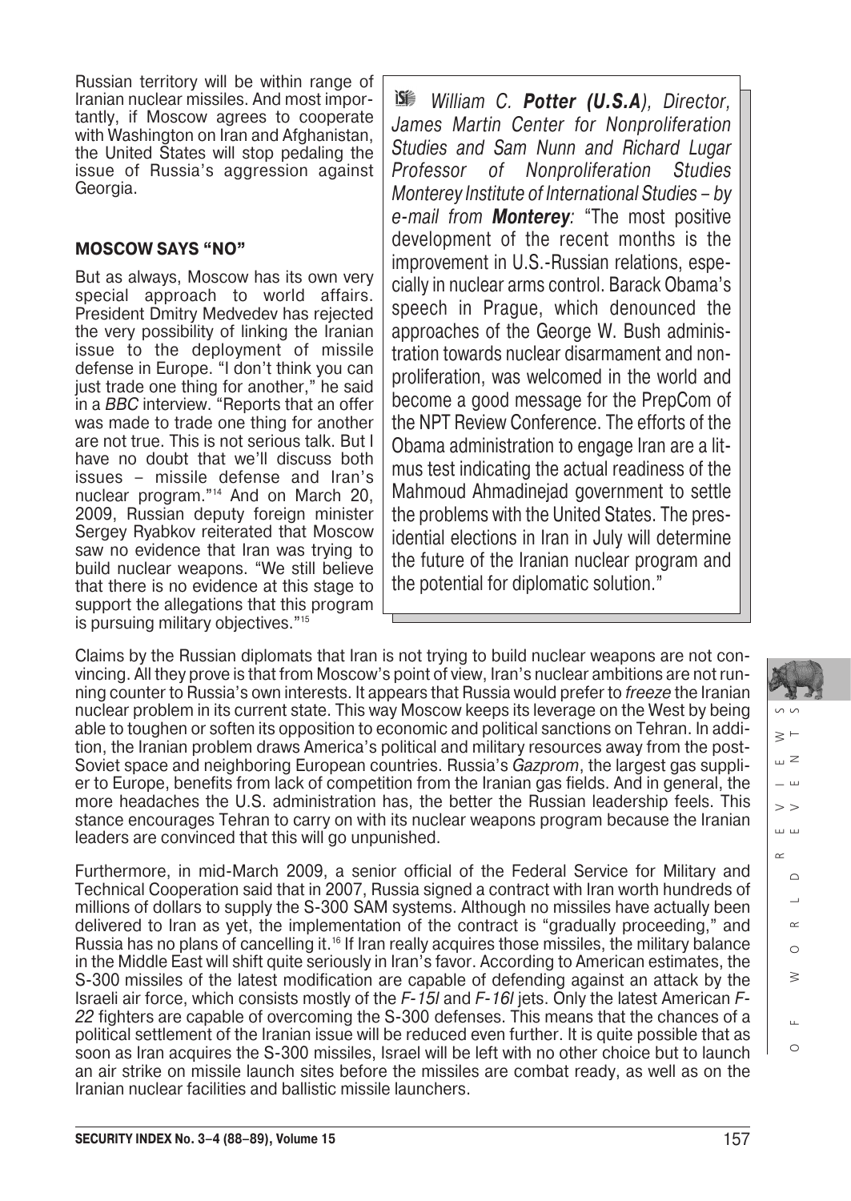Russian territory will be within range of Iranian nuclear missiles. And most importantly, if Moscow agrees to cooperate with Washington on Iran and Afghanistan, the United States will stop pedaling the issue of Russia's aggression against Georgia.

## MOSCOW SAYS "NO"

But as always, Moscow has its own very special approach to world affairs. President Dmitry Medvedev has rejected the very possibility of linking the Iranian issue to the deployment of missile defense in Europe. "I don't think you can just trade one thing for another," he said in a *BBC* interview. "Reports that an offer was made to trade one thing for another are not true. This is not serious talk. But I have no doubt that we'll discuss both issues – missile defense and Iran's nuclear program."[14] And on March 20, 2009, Russian deputy foreign minister Sergey Ryabkov reiterated that Moscow saw no evidence that Iran was trying to build nuclear weapons. "We still believe that there is no evidence at this stage to support the allegations that this program is pursuing military objectives."[15]

> *William C.* ***Potter (U.S.A)****, Director, James Martin Center for Nonproliferation Studies and Sam Nunn and Richard Lugar Professor of Nonproliferation Studies Monterey Institute of International Studies – by e-mail from* ***Monterey****:* "The most positive development of the recent months is the improvement in U.S.-Russian relations, especially in nuclear arms control. Barack Obama's speech in Prague, which denounced the approaches of the George W. Bush administration towards nuclear disarmament and nonproliferation, was welcomed in the world and become a good message for the PrepCom of the NPT Review Conference. The efforts of the Obama administration to engage Iran are a litmus test indicating the actual readiness of the Mahmoud Ahmadinejad government to settle the problems with the United States. The presidential elections in Iran in July will determine the future of the Iranian nuclear program and the potential for diplomatic solution."

Claims by the Russian diplomats that Iran is not trying to build nuclear weapons are not convincing. All they prove is that from Moscow's point of view, Iran's nuclear ambitions are not running counter to Russia's own interests. It appears that Russia would prefer to *freeze* the Iranian nuclear problem in its current state. This way Moscow keeps its leverage on the West by being able to toughen or soften its opposition to economic and political sanctions on Tehran. In addition, the Iranian problem draws America's political and military resources away from the post-Soviet space and neighboring European countries. Russia's *Gazprom*, the largest gas supplier to Europe, benefits from lack of competition from the Iranian gas fields. And in general, the more headaches the U.S. administration has, the better the Russian leadership feels. This stance encourages Tehran to carry on with its nuclear weapons program because the Iranian leaders are convinced that this will go unpunished.

Furthermore, in mid-March 2009, a senior official of the Federal Service for Military and Technical Cooperation said that in 2007, Russia signed a contract with Iran worth hundreds of millions of dollars to supply the S-300 SAM systems. Although no missiles have actually been delivered to Iran as yet, the implementation of the contract is "gradually proceeding," and Russia has no plans of cancelling it.[16] If Iran really acquires those missiles, the military balance in the Middle East will shift quite seriously in Iran's favor. According to American estimates, the S-300 missiles of the latest modification are capable of defending against an attack by the Israeli air force, which consists mostly of the *F-15I* and *F-16I* jets. Only the latest American *F-22* fighters are capable of overcoming the S-300 defenses. This means that the chances of a political settlement of the Iranian issue will be reduced even further. It is quite possible that as soon as Iran acquires the S-300 missiles, Israel will be left with no other choice but to launch an air strike on missile launch sites before the missiles are combat ready, as well as on the Iranian nuclear facilities and ballistic missile launchers.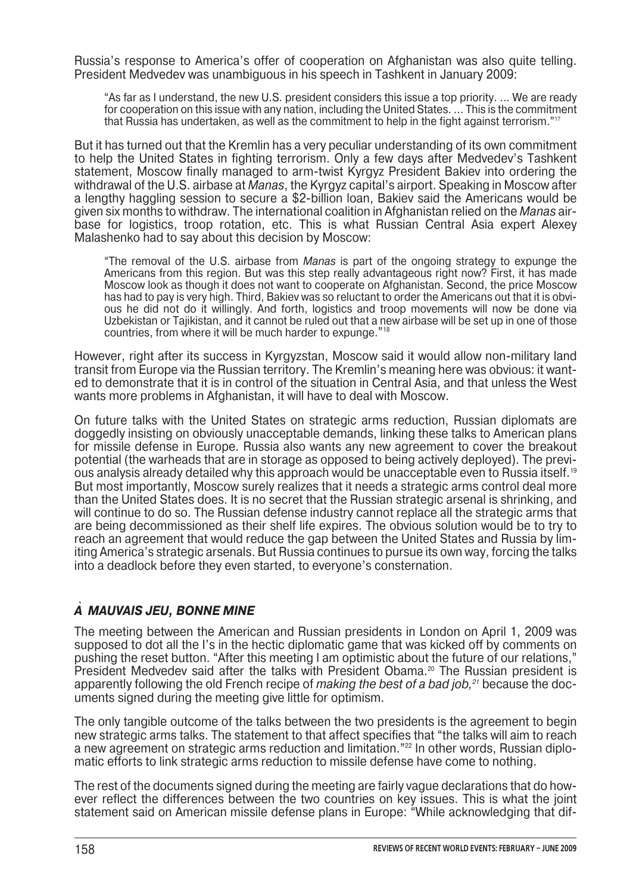Russia's response to America's offer of cooperation on Afghanistan was also quite telling. President Medvedev was unambiguous in his speech in Tashkent in January 2009:

> "As far as I understand, the new U.S. president considers this issue a top priority. ... We are ready for cooperation on this issue with any nation, including the United States. ... This is the commitment that Russia has undertaken, as well as the commitment to help in the fight against terrorism."[17]

But it has turned out that the Kremlin has a very peculiar understanding of its own commitment to help the United States in fighting terrorism. Only a few days after Medvedev's Tashkent statement, Moscow finally managed to arm-twist Kyrgyz President Bakiev into ordering the withdrawal of the U.S. airbase at *Manas*, the Kyrgyz capital's airport. Speaking in Moscow after a lengthy haggling session to secure a $2-billion loan, Bakiev said the Americans would be given six months to withdraw. The international coalition in Afghanistan relied on the *Manas* airbase for logistics, troop rotation, etc. This is what Russian Central Asia expert Alexey Malashenko had to say about this decision by Moscow:

> "The removal of the U.S. airbase from *Manas* is part of the ongoing strategy to expunge the Americans from this region. But was this step really advantageous right now? First, it has made Moscow look as though it does not want to cooperate on Afghanistan. Second, the price Moscow has had to pay is very high. Third, Bakiev was so reluctant to order the Americans out that it is obvious he did not do it willingly. And forth, logistics and troop movements will now be done via Uzbekistan or Tajikistan, and it cannot be ruled out that a new airbase will be set up in one of those countries, from where it will be much harder to expunge."[18]

However, right after its success in Kyrgyzstan, Moscow said it would allow non-military land transit from Europe via the Russian territory. The Kremlin's meaning here was obvious: it wanted to demonstrate that it is in control of the situation in Central Asia, and that unless the West wants more problems in Afghanistan, it will have to deal with Moscow.

On future talks with the United States on strategic arms reduction, Russian diplomats are doggedly insisting on obviously unacceptable demands, linking these talks to American plans for missile defense in Europe. Russia also wants any new agreement to cover the breakout potential (the warheads that are in storage as opposed to being actively deployed). The previous analysis already detailed why this approach would be unacceptable even to Russia itself.[19] But most importantly, Moscow surely realizes that it needs a strategic arms control deal more than the United States does. It is no secret that the Russian strategic arsenal is shrinking, and will continue to do so. The Russian defense industry cannot replace all the strategic arms that are being decommissioned as their shelf life expires. The obvious solution would be to try to reach an agreement that would reduce the gap between the United States and Russia by limiting America's strategic arsenals. But Russia continues to pursue its own way, forcing the talks into a deadlock before they even started, to everyone's consternation.

## *À MAUVAIS JEU, BONNE MINE*

The meeting between the American and Russian presidents in London on April 1, 2009 was supposed to dot all the I's in the hectic diplomatic game that was kicked off by comments on pushing the reset button. "After this meeting I am optimistic about the future of our relations," President Medvedev said after the talks with President Obama.[20] The Russian president is apparently following the old French recipe of *making the best of a bad job,*[21] because the documents signed during the meeting give little for optimism.

The only tangible outcome of the talks between the two presidents is the agreement to begin new strategic arms talks. The statement to that affect specifies that "the talks will aim to reach a new agreement on strategic arms reduction and limitation."[22] In other words, Russian diplomatic efforts to link strategic arms reduction to missile defense have come to nothing.

The rest of the documents signed during the meeting are fairly vague declarations that do however reflect the differences between the two countries on key issues. This is what the joint statement said on American missile defense plans in Europe: "While acknowledging that dif-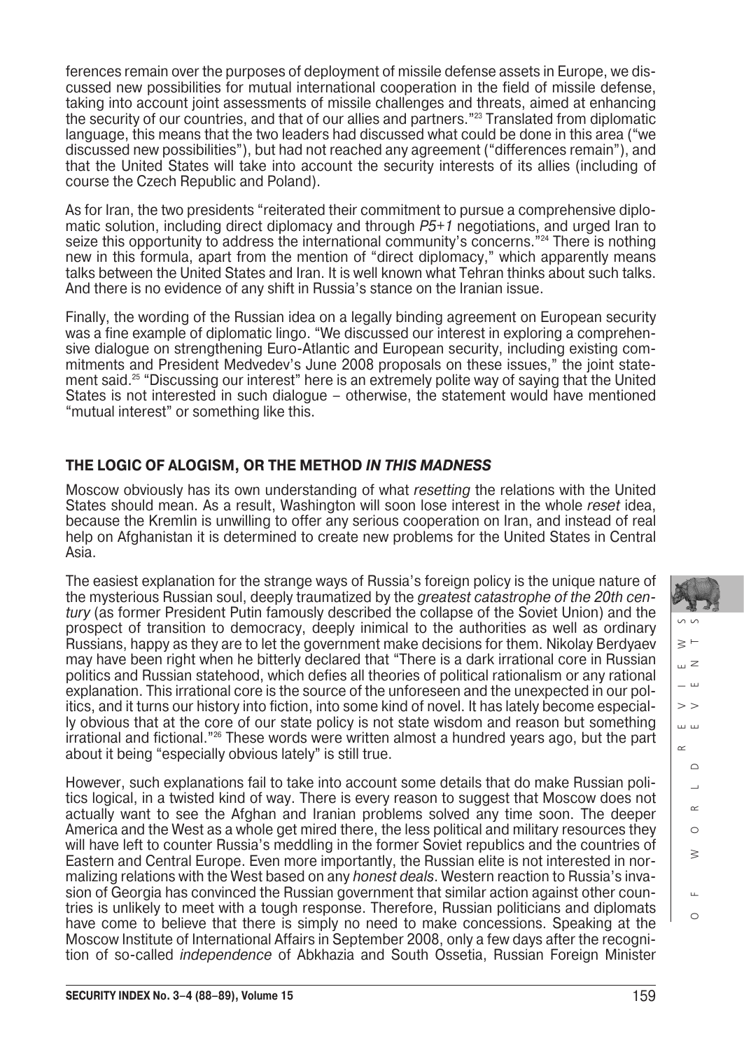ferences remain over the purposes of deployment of missile defense assets in Europe, we discussed new possibilities for mutual international cooperation in the field of missile defense, taking into account joint assessments of missile challenges and threats, aimed at enhancing the security of our countries, and that of our allies and partners."[23] Translated from diplomatic language, this means that the two leaders had discussed what could be done in this area ("we discussed new possibilities"), but had not reached any agreement ("differences remain"), and that the United States will take into account the security interests of its allies (including of course the Czech Republic and Poland).

As for Iran, the two presidents "reiterated their commitment to pursue a comprehensive diplomatic solution, including direct diplomacy and through *P5+1* negotiations, and urged Iran to seize this opportunity to address the international community's concerns."[24] There is nothing new in this formula, apart from the mention of "direct diplomacy," which apparently means talks between the United States and Iran. It is well known what Tehran thinks about such talks. And there is no evidence of any shift in Russia's stance on the Iranian issue.

Finally, the wording of the Russian idea on a legally binding agreement on European security was a fine example of diplomatic lingo. "We discussed our interest in exploring a comprehensive dialogue on strengthening Euro-Atlantic and European security, including existing commitments and President Medvedev's June 2008 proposals on these issues," the joint statement said.[25] "Discussing our interest" here is an extremely polite way of saying that the United States is not interested in such dialogue – otherwise, the statement would have mentioned "mutual interest" or something like this.

## THE LOGIC OF ALOGISM, OR THE METHOD *IN THIS MADNESS*

Moscow obviously has its own understanding of what *resetting* the relations with the United States should mean. As a result, Washington will soon lose interest in the whole *reset* idea, because the Kremlin is unwilling to offer any serious cooperation on Iran, and instead of real help on Afghanistan it is determined to create new problems for the United States in Central Asia.

The easiest explanation for the strange ways of Russia's foreign policy is the unique nature of the mysterious Russian soul, deeply traumatized by the *greatest catastrophe of the 20th century* (as former President Putin famously described the collapse of the Soviet Union) and the prospect of transition to democracy, deeply inimical to the authorities as well as ordinary Russians, happy as they are to let the government make decisions for them. Nikolay Berdyaev may have been right when he bitterly declared that "There is a dark irrational core in Russian politics and Russian statehood, which defies all theories of political rationalism or any rational explanation. This irrational core is the source of the unforeseen and the unexpected in our politics, and it turns our history into fiction, into some kind of novel. It has lately become especially obvious that at the core of our state policy is not state wisdom and reason but something irrational and fictional."[26] These words were written almost a hundred years ago, but the part about it being "especially obvious lately" is still true.

However, such explanations fail to take into account some details that do make Russian politics logical, in a twisted kind of way. There is every reason to suggest that Moscow does not actually want to see the Afghan and Iranian problems solved any time soon. The deeper America and the West as a whole get mired there, the less political and military resources they will have left to counter Russia's meddling in the former Soviet republics and the countries of Eastern and Central Europe. Even more importantly, the Russian elite is not interested in normalizing relations with the West based on any *honest deals*. Western reaction to Russia's invasion of Georgia has convinced the Russian government that similar action against other countries is unlikely to meet with a tough response. Therefore, Russian politicians and diplomats have come to believe that there is simply no need to make concessions. Speaking at the Moscow Institute of International Affairs in September 2008, only a few days after the recognition of so-called *independence* of Abkhazia and South Ossetia, Russian Foreign Minister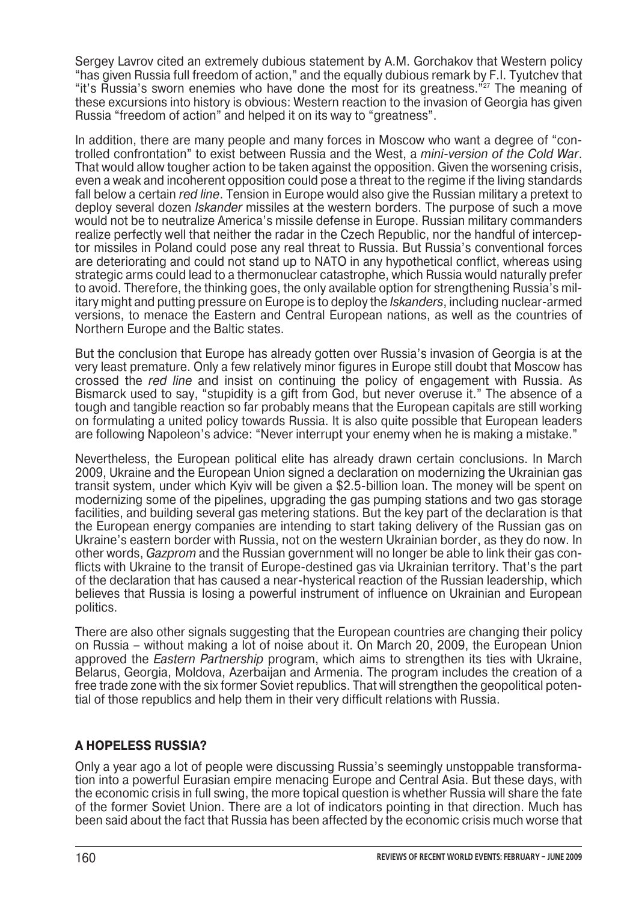Sergey Lavrov cited an extremely dubious statement by A.M. Gorchakov that Western policy "has given Russia full freedom of action," and the equally dubious remark by F.I. Tyutchev that "it's Russia's sworn enemies who have done the most for its greatness."[27] The meaning of these excursions into history is obvious: Western reaction to the invasion of Georgia has given Russia "freedom of action" and helped it on its way to "greatness".

In addition, there are many people and many forces in Moscow who want a degree of "controlled confrontation" to exist between Russia and the West, a *mini-version of the Cold War*. That would allow tougher action to be taken against the opposition. Given the worsening crisis, even a weak and incoherent opposition could pose a threat to the regime if the living standards fall below a certain *red line*. Tension in Europe would also give the Russian military a pretext to deploy several dozen *Iskander* missiles at the western borders. The purpose of such a move would not be to neutralize America's missile defense in Europe. Russian military commanders realize perfectly well that neither the radar in the Czech Republic, nor the handful of interceptor missiles in Poland could pose any real threat to Russia. But Russia's conventional forces are deteriorating and could not stand up to NATO in any hypothetical conflict, whereas using strategic arms could lead to a thermonuclear catastrophe, which Russia would naturally prefer to avoid. Therefore, the thinking goes, the only available option for strengthening Russia's military might and putting pressure on Europe is to deploy the *Iskanders*, including nuclear-armed versions, to menace the Eastern and Central European nations, as well as the countries of Northern Europe and the Baltic states.

But the conclusion that Europe has already gotten over Russia's invasion of Georgia is at the very least premature. Only a few relatively minor figures in Europe still doubt that Moscow has crossed the *red line* and insist on continuing the policy of engagement with Russia. As Bismarck used to say, "stupidity is a gift from God, but never overuse it." The absence of a tough and tangible reaction so far probably means that the European capitals are still working on formulating a united policy towards Russia. It is also quite possible that European leaders are following Napoleon's advice: "Never interrupt your enemy when he is making a mistake."

Nevertheless, the European political elite has already drawn certain conclusions. In March 2009, Ukraine and the European Union signed a declaration on modernizing the Ukrainian gas transit system, under which Kyiv will be given a $2.5-billion loan. The money will be spent on modernizing some of the pipelines, upgrading the gas pumping stations and two gas storage facilities, and building several gas metering stations. But the key part of the declaration is that the European energy companies are intending to start taking delivery of the Russian gas on Ukraine's eastern border with Russia, not on the western Ukrainian border, as they do now. In other words, *Gazprom* and the Russian government will no longer be able to link their gas conflicts with Ukraine to the transit of Europe-destined gas via Ukrainian territory. That's the part of the declaration that has caused a near-hysterical reaction of the Russian leadership, which believes that Russia is losing a powerful instrument of influence on Ukrainian and European politics.

There are also other signals suggesting that the European countries are changing their policy on Russia – without making a lot of noise about it. On March 20, 2009, the European Union approved the *Eastern Partnership* program, which aims to strengthen its ties with Ukraine, Belarus, Georgia, Moldova, Azerbaijan and Armenia. The program includes the creation of a free trade zone with the six former Soviet republics. That will strengthen the geopolitical potential of those republics and help them in their very difficult relations with Russia.

## A HOPELESS RUSSIA?

Only a year ago a lot of people were discussing Russia's seemingly unstoppable transformation into a powerful Eurasian empire menacing Europe and Central Asia. But these days, with the economic crisis in full swing, the more topical question is whether Russia will share the fate of the former Soviet Union. There are a lot of indicators pointing in that direction. Much has been said about the fact that Russia has been affected by the economic crisis much worse that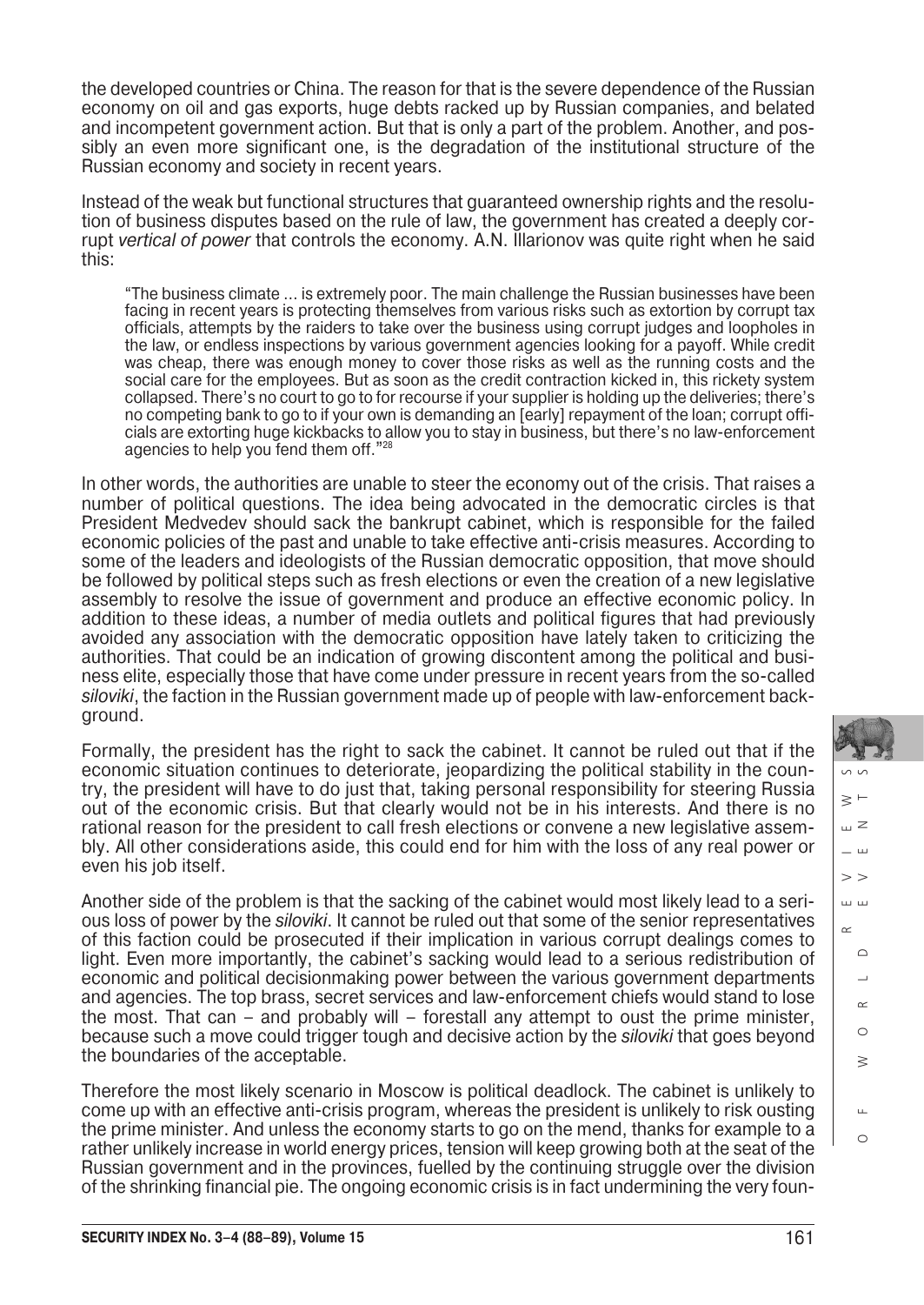the developed countries or China. The reason for that is the severe dependence of the Russian economy on oil and gas exports, huge debts racked up by Russian companies, and belated and incompetent government action. But that is only a part of the problem. Another, and possibly an even more significant one, is the degradation of the institutional structure of the Russian economy and society in recent years.

Instead of the weak but functional structures that guaranteed ownership rights and the resolution of business disputes based on the rule of law, the government has created a deeply corrupt *vertical of power* that controls the economy. A.N. Illarionov was quite right when he said this:

> "The business climate ... is extremely poor. The main challenge the Russian businesses have been facing in recent years is protecting themselves from various risks such as extortion by corrupt tax officials, attempts by the raiders to take over the business using corrupt judges and loopholes in the law, or endless inspections by various government agencies looking for a payoff. While credit was cheap, there was enough money to cover those risks as well as the running costs and the social care for the employees. But as soon as the credit contraction kicked in, this rickety system collapsed. There's no court to go to for recourse if your supplier is holding up the deliveries; there's no competing bank to go to if your own is demanding an [early] repayment of the loan; corrupt officials are extorting huge kickbacks to allow you to stay in business, but there's no law-enforcement agencies to help you fend them off."[28]

In other words, the authorities are unable to steer the economy out of the crisis. That raises a number of political questions. The idea being advocated in the democratic circles is that President Medvedev should sack the bankrupt cabinet, which is responsible for the failed economic policies of the past and unable to take effective anti-crisis measures. According to some of the leaders and ideologists of the Russian democratic opposition, that move should be followed by political steps such as fresh elections or even the creation of a new legislative assembly to resolve the issue of government and produce an effective economic policy. In addition to these ideas, a number of media outlets and political figures that had previously avoided any association with the democratic opposition have lately taken to criticizing the authorities. That could be an indication of growing discontent among the political and business elite, especially those that have come under pressure in recent years from the so-called *siloviki*, the faction in the Russian government made up of people with law-enforcement background.

Formally, the president has the right to sack the cabinet. It cannot be ruled out that if the economic situation continues to deteriorate, jeopardizing the political stability in the country, the president will have to do just that, taking personal responsibility for steering Russia out of the economic crisis. But that clearly would not be in his interests. And there is no rational reason for the president to call fresh elections or convene a new legislative assembly. All other considerations aside, this could end for him with the loss of any real power or even his job itself.

Another side of the problem is that the sacking of the cabinet would most likely lead to a serious loss of power by the *siloviki*. It cannot be ruled out that some of the senior representatives of this faction could be prosecuted if their implication in various corrupt dealings comes to light. Even more importantly, the cabinet's sacking would lead to a serious redistribution of economic and political decisionmaking power between the various government departments and agencies. The top brass, secret services and law-enforcement chiefs would stand to lose the most. That can – and probably will – forestall any attempt to oust the prime minister, because such a move could trigger tough and decisive action by the *siloviki* that goes beyond the boundaries of the acceptable.

Therefore the most likely scenario in Moscow is political deadlock. The cabinet is unlikely to come up with an effective anti-crisis program, whereas the president is unlikely to risk ousting the prime minister. And unless the economy starts to go on the mend, thanks for example to a rather unlikely increase in world energy prices, tension will keep growing both at the seat of the Russian government and in the provinces, fuelled by the continuing struggle over the division of the shrinking financial pie. The ongoing economic crisis is in fact undermining the very foun-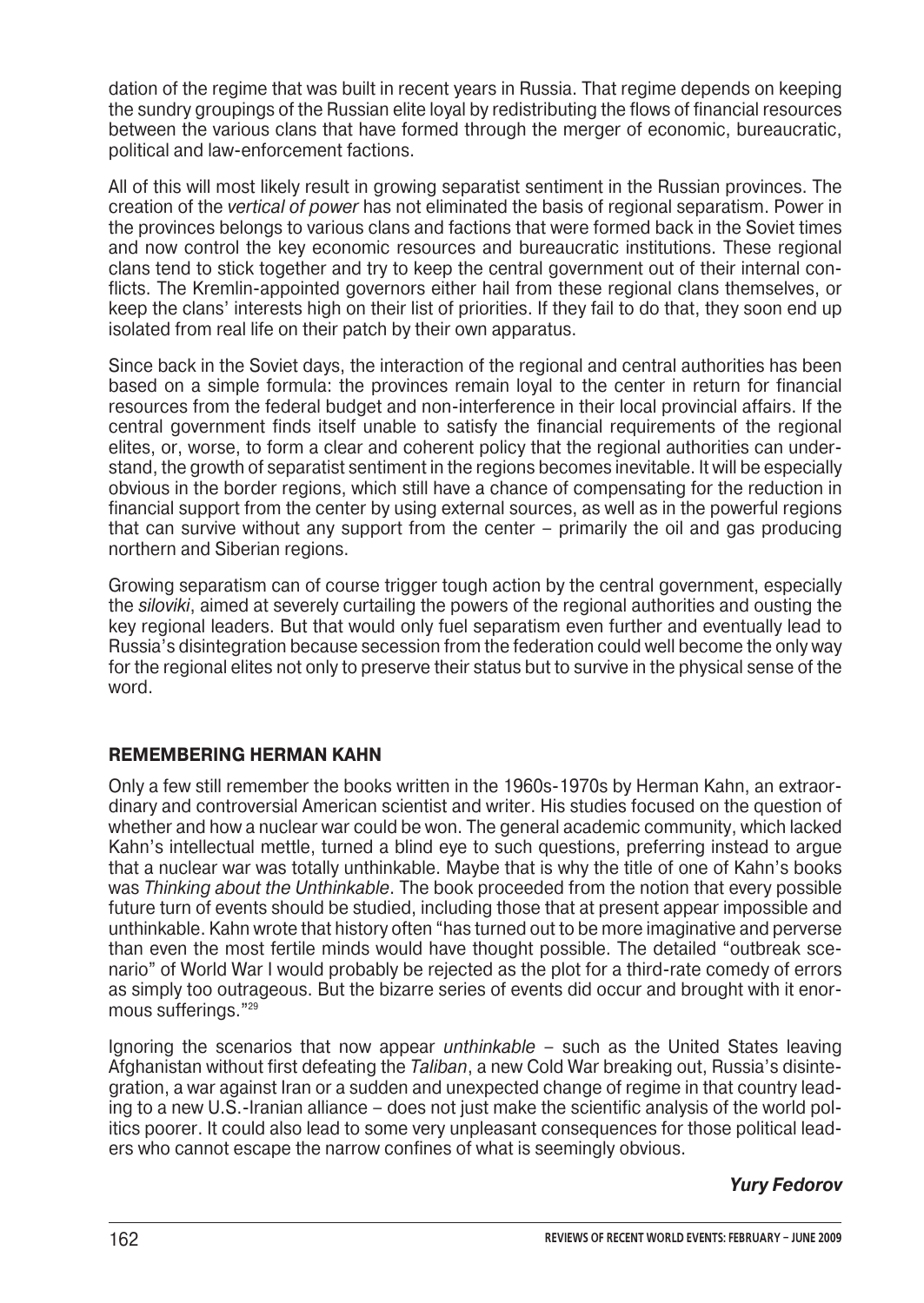dation of the regime that was built in recent years in Russia. That regime depends on keeping the sundry groupings of the Russian elite loyal by redistributing the flows of financial resources between the various clans that have formed through the merger of economic, bureaucratic, political and law-enforcement factions.

All of this will most likely result in growing separatist sentiment in the Russian provinces. The creation of the *vertical of power* has not eliminated the basis of regional separatism. Power in the provinces belongs to various clans and factions that were formed back in the Soviet times and now control the key economic resources and bureaucratic institutions. These regional clans tend to stick together and try to keep the central government out of their internal conflicts. The Kremlin-appointed governors either hail from these regional clans themselves, or keep the clans' interests high on their list of priorities. If they fail to do that, they soon end up isolated from real life on their patch by their own apparatus.

Since back in the Soviet days, the interaction of the regional and central authorities has been based on a simple formula: the provinces remain loyal to the center in return for financial resources from the federal budget and non-interference in their local provincial affairs. If the central government finds itself unable to satisfy the financial requirements of the regional elites, or, worse, to form a clear and coherent policy that the regional authorities can understand, the growth of separatist sentiment in the regions becomes inevitable. It will be especially obvious in the border regions, which still have a chance of compensating for the reduction in financial support from the center by using external sources, as well as in the powerful regions that can survive without any support from the center – primarily the oil and gas producing northern and Siberian regions.

Growing separatism can of course trigger tough action by the central government, especially the *siloviki*, aimed at severely curtailing the powers of the regional authorities and ousting the key regional leaders. But that would only fuel separatism even further and eventually lead to Russia's disintegration because secession from the federation could well become the only way for the regional elites not only to preserve their status but to survive in the physical sense of the word.

## REMEMBERING HERMAN KAHN

Only a few still remember the books written in the 1960s-1970s by Herman Kahn, an extraordinary and controversial American scientist and writer. His studies focused on the question of whether and how a nuclear war could be won. The general academic community, which lacked Kahn's intellectual mettle, turned a blind eye to such questions, preferring instead to argue that a nuclear war was totally unthinkable. Maybe that is why the title of one of Kahn's books was *Thinking about the Unthinkable*. The book proceeded from the notion that every possible future turn of events should be studied, including those that at present appear impossible and unthinkable. Kahn wrote that history often "has turned out to be more imaginative and perverse than even the most fertile minds would have thought possible. The detailed "outbreak scenario" of World War I would probably be rejected as the plot for a third-rate comedy of errors as simply too outrageous. But the bizarre series of events did occur and brought with it enormous sufferings."[29]

Ignoring the scenarios that now appear *unthinkable* – such as the United States leaving Afghanistan without first defeating the *Taliban*, a new Cold War breaking out, Russia's disintegration, a war against Iran or a sudden and unexpected change of regime in that country leading to a new U.S.-Iranian alliance – does not just make the scientific analysis of the world politics poorer. It could also lead to some very unpleasant consequences for those political leaders who cannot escape the narrow confines of what is seemingly obvious.

***Yury Fedorov***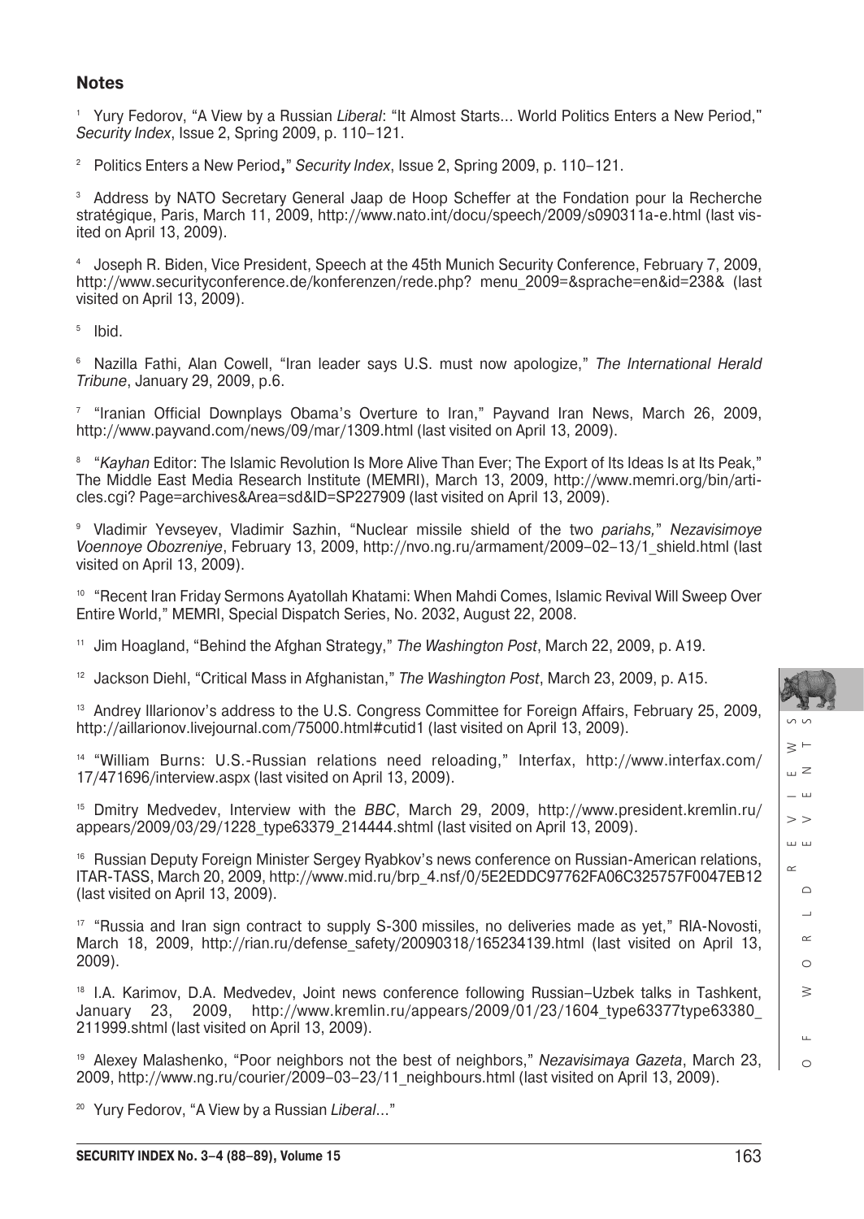## Notes

[1] Yury Fedorov, "A View by a Russian *Liberal*: "It Almost Starts… World Politics Enters a New Period," *Security Index*, Issue 2, Spring 2009, p. 110–121.

[2] Politics Enters a New Period**,**" *Security Index*, Issue 2, Spring 2009, p. 110–121.

[3] Address by NATO Secretary General Jaap de Hoop Scheffer at the Fondation pour la Recherche stratégique, Paris, March 11, 2009, http://www.nato.int/docu/speech/2009/s090311a-e.html (last visited on April 13, 2009).

[4] Joseph R. Biden, Vice President, Speech at the 45th Munich Security Conference, February 7, 2009, http://www.securityconference.de/konferenzen/rede.php? menu_2009=&sprache=en&id=238& (last visited on April 13, 2009).

[5] Ibid.

[6] Nazilla Fathi, Alan Cowell, "Iran leader says U.S. must now apologize," *The International Herald Tribune*, January 29, 2009, p.6.

[7] "Iranian Official Downplays Obama's Overture to Iran," Payvand Iran News, March 26, 2009, http://www.payvand.com/news/09/mar/1309.html (last visited on April 13, 2009).

[8] "*Kayhan* Editor: The Islamic Revolution Is More Alive Than Ever; The Export of Its Ideas Is at Its Peak," The Middle East Media Research Institute (MEMRI), March 13, 2009, http://www.memri.org/bin/articles.cgi? Page=archives&Area=sd&ID=SP227909 (last visited on April 13, 2009).

[9] Vladimir Yevseyev, Vladimir Sazhin, "Nuclear missile shield of the two *pariahs,*" *Nezavisimoye Voennoye Obozreniye*, February 13, 2009, http://nvo.ng.ru/armament/2009–02–13/1_shield.html (last visited on April 13, 2009).

[10] "Recent Iran Friday Sermons Ayatollah Khatami: When Mahdi Comes, Islamic Revival Will Sweep Over Entire World," MEMRI, Special Dispatch Series, No. 2032, August 22, 2008.

[11] Jim Hoagland, "Behind the Afghan Strategy," *The Washington Post*, March 22, 2009, p. A19.

[12] Jackson Diehl, "Critical Mass in Afghanistan," *The Washington Post*, March 23, 2009, p. A15.

[13] Andrey Illarionov's address to the U.S. Congress Committee for Foreign Affairs, February 25, 2009, http://aillarionov.livejournal.com/75000.html#cutid1 (last visited on April 13, 2009).

[14] "William Burns: U.S.-Russian relations need reloading," Interfax, http://www.interfax.com/17/471696/interview.aspx (last visited on April 13, 2009).

[15] Dmitry Medvedev, Interview with the *BBC*, March 29, 2009, http://www.president.kremlin.ru/appears/2009/03/29/1228_type63379_214444.shtml (last visited on April 13, 2009).

[16] Russian Deputy Foreign Minister Sergey Ryabkov's news conference on Russian-American relations, ITAR-TASS, March 20, 2009, http://www.mid.ru/brp_4.nsf/0/5E2EDDC97762FA06C325757F0047EB12 (last visited on April 13, 2009).

[17] "Russia and Iran sign contract to supply S-300 missiles, no deliveries made as yet," RIA-Novosti, March 18, 2009, http://rian.ru/defense_safety/20090318/165234139.html (last visited on April 13, 2009).

[18] I.A. Karimov, D.A. Medvedev, Joint news conference following Russian–Uzbek talks in Tashkent, January 23, 2009, http://www.kremlin.ru/appears/2009/01/23/1604_type63377type63380_211999.shtml (last visited on April 13, 2009).

[19] Alexey Malashenko, "Poor neighbors not the best of neighbors," *Nezavisimaya Gazeta*, March 23, 2009, http://www.ng.ru/courier/2009–03–23/11_neighbours.html (last visited on April 13, 2009).

[20] Yury Fedorov, "A View by a Russian *Liberal*…"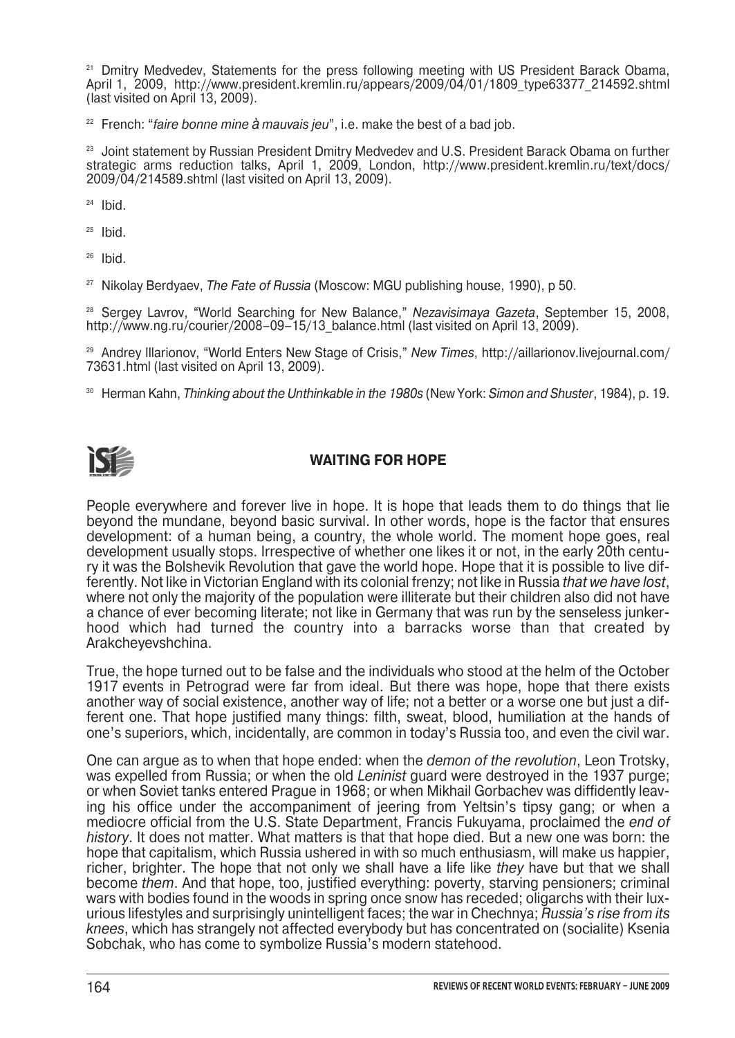[21] Dmitry Medvedev, Statements for the press following meeting with US President Barack Obama, April 1, 2009, http://www.president.kremlin.ru/appears/2009/04/01/1809_type63377_214592.shtml (last visited on April 13, 2009).

[22] French: "*faire bonne mine à mauvais jeu*", i.e. make the best of a bad job.

[23] Joint statement by Russian President Dmitry Medvedev and U.S. President Barack Obama on further strategic arms reduction talks, April 1, 2009, London, http://www.president.kremlin.ru/text/docs/2009/04/214589.shtml (last visited on April 13, 2009).

[24] Ibid.

[25] Ibid.

[26] Ibid.

[27] Nikolay Berdyaev, *The Fate of Russia* (Moscow: MGU publishing house, 1990), p 50.

[28] Sergey Lavrov, "World Searching for New Balance," *Nezavisimaya Gazeta*, September 15, 2008, http://www.ng.ru/courier/2008–09–15/13_balance.html (last visited on April 13, 2009).

[29] Andrey Illarionov, "World Enters New Stage of Crisis," *New Times*, http://aillarionov.livejournal.com/73631.html (last visited on April 13, 2009).

[30] Herman Kahn, *Thinking about the Unthinkable in the 1980s* (New York: *Simon and Shuster*, 1984), p. 19.

## WAITING FOR HOPE

People everywhere and forever live in hope. It is hope that leads them to do things that lie beyond the mundane, beyond basic survival. In other words, hope is the factor that ensures development: of a human being, a country, the whole world. The moment hope goes, real development usually stops. Irrespective of whether one likes it or not, in the early 20th century it was the Bolshevik Revolution that gave the world hope. Hope that it is possible to live differently. Not like in Victorian England with its colonial frenzy; not like in Russia *that we have lost*, where not only the majority of the population were illiterate but their children also did not have a chance of ever becoming literate; not like in Germany that was run by the senseless junkerhood which had turned the country into a barracks worse than that created by Arakcheyevshchina.

True, the hope turned out to be false and the individuals who stood at the helm of the October 1917 events in Petrograd were far from ideal. But there was hope, hope that there exists another way of social existence, another way of life; not a better or a worse one but just a different one. That hope justified many things: filth, sweat, blood, humiliation at the hands of one's superiors, which, incidentally, are common in today's Russia too, and even the civil war.

One can argue as to when that hope ended: when the *demon of the revolution*, Leon Trotsky, was expelled from Russia; or when the old *Leninist* guard were destroyed in the 1937 purge; or when Soviet tanks entered Prague in 1968; or when Mikhail Gorbachev was diffidently leaving his office under the accompaniment of jeering from Yeltsin's tipsy gang; or when a mediocre official from the U.S. State Department, Francis Fukuyama, proclaimed the *end of history*. It does not matter. What matters is that that hope died. But a new one was born: the hope that capitalism, which Russia ushered in with so much enthusiasm, will make us happier, richer, brighter. The hope that not only we shall have a life like *they* have but that we shall become *them*. And that hope, too, justified everything: poverty, starving pensioners; criminal wars with bodies found in the woods in spring once snow has receded; oligarchs with their luxurious lifestyles and surprisingly unintelligent faces; the war in Chechnya; *Russia's rise from its knees*, which has strangely not affected everybody but has concentrated on (socialite) Ksenia Sobchak, who has come to symbolize Russia's modern statehood.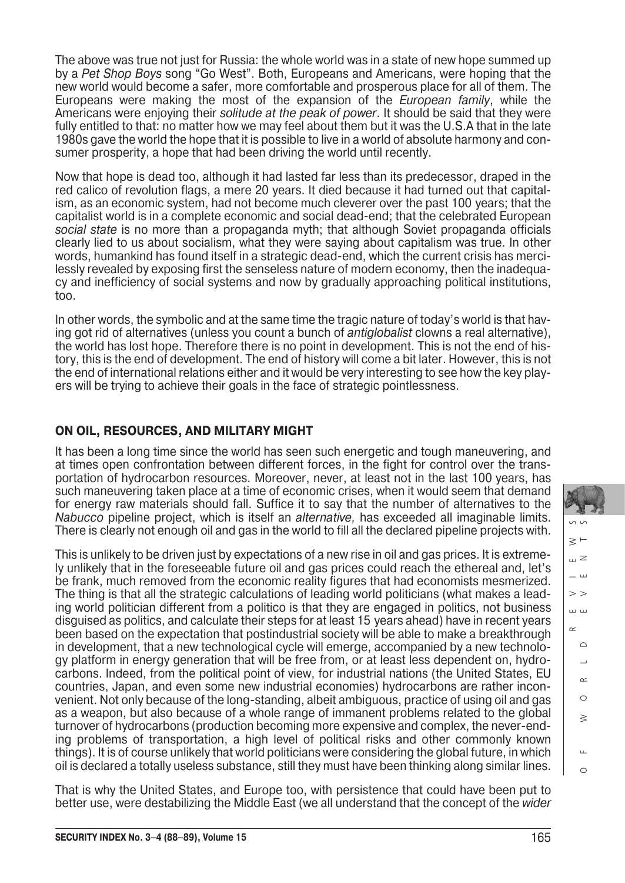The above was true not just for Russia: the whole world was in a state of new hope summed up by a *Pet Shop Boys* song "Go West". Both, Europeans and Americans, were hoping that the new world would become a safer, more comfortable and prosperous place for all of them. The Europeans were making the most of the expansion of the *European family*, while the Americans were enjoying their *solitude at the peak of power*. It should be said that they were fully entitled to that: no matter how we may feel about them but it was the U.S.A that in the late 1980s gave the world the hope that it is possible to live in a world of absolute harmony and consumer prosperity, a hope that had been driving the world until recently.

Now that hope is dead too, although it had lasted far less than its predecessor, draped in the red calico of revolution flags, a mere 20 years. It died because it had turned out that capitalism, as an economic system, had not become much cleverer over the past 100 years; that the capitalist world is in a complete economic and social dead-end; that the celebrated European *social state* is no more than a propaganda myth; that although Soviet propaganda officials clearly lied to us about socialism, what they were saying about capitalism was true. In other words, humankind has found itself in a strategic dead-end, which the current crisis has mercilessly revealed by exposing first the senseless nature of modern economy, then the inadequacy and inefficiency of social systems and now by gradually approaching political institutions, too.

In other words, the symbolic and at the same time the tragic nature of today's world is that having got rid of alternatives (unless you count a bunch of *antiglobalist* clowns a real alternative), the world has lost hope. Therefore there is no point in development. This is not the end of history, this is the end of development. The end of history will come a bit later. However, this is not the end of international relations either and it would be very interesting to see how the key players will be trying to achieve their goals in the face of strategic pointlessness.

## ON OIL, RESOURCES, AND MILITARY MIGHT

It has been a long time since the world has seen such energetic and tough maneuvering, and at times open confrontation between different forces, in the fight for control over the transportation of hydrocarbon resources. Moreover, never, at least not in the last 100 years, has such maneuvering taken place at a time of economic crises, when it would seem that demand for energy raw materials should fall. Suffice it to say that the number of alternatives to the *Nabucco* pipeline project, which is itself an *alternative,* has exceeded all imaginable limits. There is clearly not enough oil and gas in the world to fill all the declared pipeline projects with.

This is unlikely to be driven just by expectations of a new rise in oil and gas prices. It is extremely unlikely that in the foreseeable future oil and gas prices could reach the ethereal and, let's be frank, much removed from the economic reality figures that had economists mesmerized. The thing is that all the strategic calculations of leading world politicians (what makes a leading world politician different from a politico is that they are engaged in politics, not business disguised as politics, and calculate their steps for at least 15 years ahead) have in recent years been based on the expectation that postindustrial society will be able to make a breakthrough in development, that a new technological cycle will emerge, accompanied by a new technology platform in energy generation that will be free from, or at least less dependent on, hydrocarbons. Indeed, from the political point of view, for industrial nations (the United States, EU countries, Japan, and even some new industrial economies) hydrocarbons are rather inconvenient. Not only because of the long-standing, albeit ambiguous, practice of using oil and gas as a weapon, but also because of a whole range of immanent problems related to the global turnover of hydrocarbons (production becoming more expensive and complex, the never-ending problems of transportation, a high level of political risks and other commonly known things). It is of course unlikely that world politicians were considering the global future, in which oil is declared a totally useless substance, still they must have been thinking along similar lines.

That is why the United States, and Europe too, with persistence that could have been put to better use, were destabilizing the Middle East (we all understand that the concept of the *wider*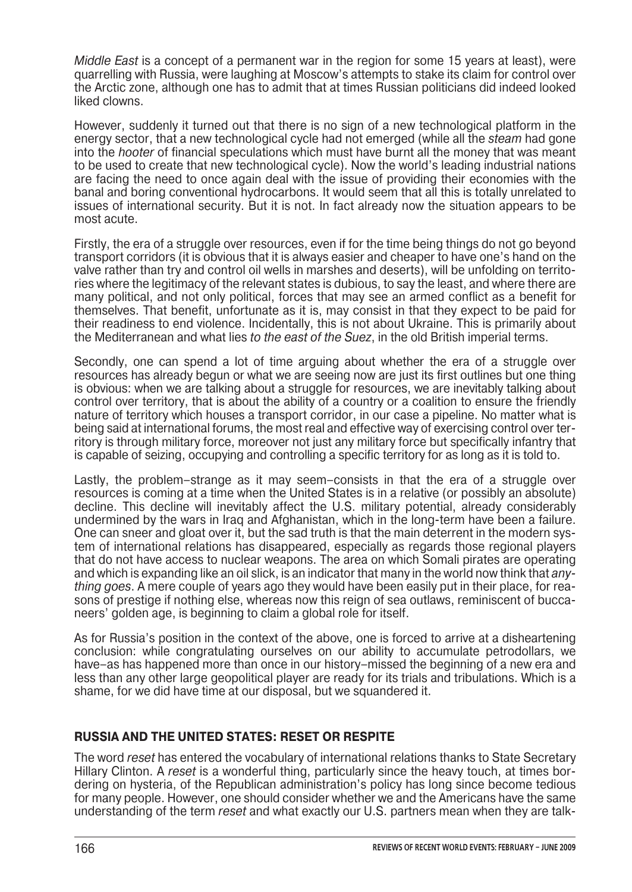*Middle East* is a concept of a permanent war in the region for some 15 years at least), were quarrelling with Russia, were laughing at Moscow's attempts to stake its claim for control over the Arctic zone, although one has to admit that at times Russian politicians did indeed looked liked clowns.

However, suddenly it turned out that there is no sign of a new technological platform in the energy sector, that a new technological cycle had not emerged (while all the *steam* had gone into the *hooter* of financial speculations which must have burnt all the money that was meant to be used to create that new technological cycle). Now the world's leading industrial nations are facing the need to once again deal with the issue of providing their economies with the banal and boring conventional hydrocarbons. It would seem that all this is totally unrelated to issues of international security. But it is not. In fact already now the situation appears to be most acute.

Firstly, the era of a struggle over resources, even if for the time being things do not go beyond transport corridors (it is obvious that it is always easier and cheaper to have one's hand on the valve rather than try and control oil wells in marshes and deserts), will be unfolding on territories where the legitimacy of the relevant states is dubious, to say the least, and where there are many political, and not only political, forces that may see an armed conflict as a benefit for themselves. That benefit, unfortunate as it is, may consist in that they expect to be paid for their readiness to end violence. Incidentally, this is not about Ukraine. This is primarily about the Mediterranean and what lies *to the east of the Suez*, in the old British imperial terms.

Secondly, one can spend a lot of time arguing about whether the era of a struggle over resources has already begun or what we are seeing now are just its first outlines but one thing is obvious: when we are talking about a struggle for resources, we are inevitably talking about control over territory, that is about the ability of a country or a coalition to ensure the friendly nature of territory which houses a transport corridor, in our case a pipeline. No matter what is being said at international forums, the most real and effective way of exercising control over territory is through military force, moreover not just any military force but specifically infantry that is capable of seizing, occupying and controlling a specific territory for as long as it is told to.

Lastly, the problem–strange as it may seem–consists in that the era of a struggle over resources is coming at a time when the United States is in a relative (or possibly an absolute) decline. This decline will inevitably affect the U.S. military potential, already considerably undermined by the wars in Iraq and Afghanistan, which in the long-term have been a failure. One can sneer and gloat over it, but the sad truth is that the main deterrent in the modern system of international relations has disappeared, especially as regards those regional players that do not have access to nuclear weapons. The area on which Somali pirates are operating and which is expanding like an oil slick, is an indicator that many in the world now think that *anything goes*. A mere couple of years ago they would have been easily put in their place, for reasons of prestige if nothing else, whereas now this reign of sea outlaws, reminiscent of buccaneers' golden age, is beginning to claim a global role for itself.

As for Russia's position in the context of the above, one is forced to arrive at a disheartening conclusion: while congratulating ourselves on our ability to accumulate petrodollars, we have–as has happened more than once in our history–missed the beginning of a new era and less than any other large geopolitical player are ready for its trials and tribulations. Which is a shame, for we did have time at our disposal, but we squandered it.

## RUSSIA AND THE UNITED STATES: RESET OR RESPITE

The word *reset* has entered the vocabulary of international relations thanks to State Secretary Hillary Clinton. A *reset* is a wonderful thing, particularly since the heavy touch, at times bordering on hysteria, of the Republican administration's policy has long since become tedious for many people. However, one should consider whether we and the Americans have the same understanding of the term *reset* and what exactly our U.S. partners mean when they are talk-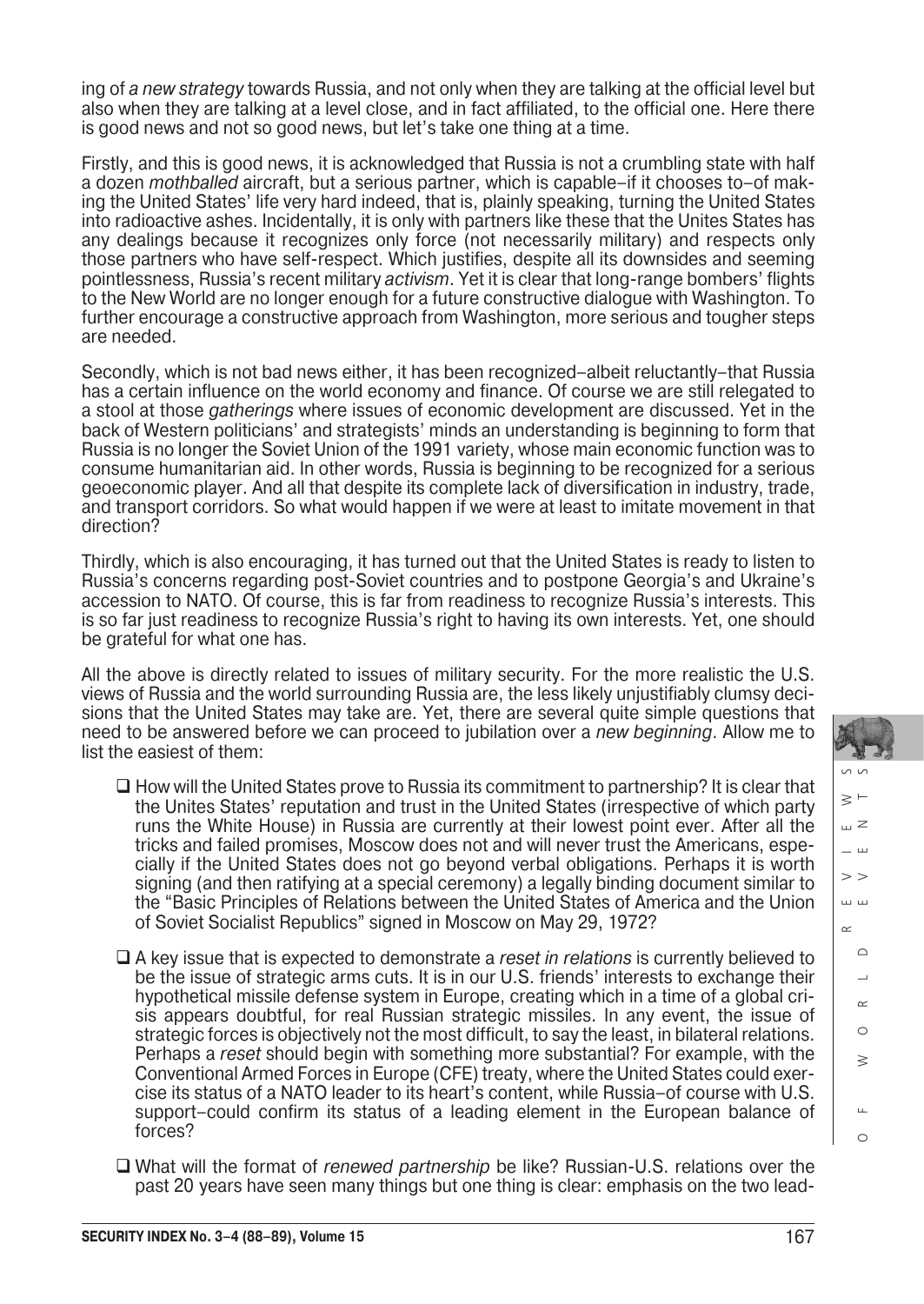ing of *a new strategy* towards Russia, and not only when they are talking at the official level but also when they are talking at a level close, and in fact affiliated, to the official one. Here there is good news and not so good news, but let's take one thing at a time.

Firstly, and this is good news, it is acknowledged that Russia is not a crumbling state with half a dozen *mothballed* aircraft, but a serious partner, which is capable–if it chooses to–of making the United States' life very hard indeed, that is, plainly speaking, turning the United States into radioactive ashes. Incidentally, it is only with partners like these that the Unites States has any dealings because it recognizes only force (not necessarily military) and respects only those partners who have self-respect. Which justifies, despite all its downsides and seeming pointlessness, Russia's recent military *activism*. Yet it is clear that long-range bombers' flights to the New World are no longer enough for a future constructive dialogue with Washington. To further encourage a constructive approach from Washington, more serious and tougher steps are needed.

Secondly, which is not bad news either, it has been recognized–albeit reluctantly–that Russia has a certain influence on the world economy and finance. Of course we are still relegated to a stool at those *gatherings* where issues of economic development are discussed. Yet in the back of Western politicians' and strategists' minds an understanding is beginning to form that Russia is no longer the Soviet Union of the 1991 variety, whose main economic function was to consume humanitarian aid. In other words, Russia is beginning to be recognized for a serious geoeconomic player. And all that despite its complete lack of diversification in industry, trade, and transport corridors. So what would happen if we were at least to imitate movement in that direction?

Thirdly, which is also encouraging, it has turned out that the United States is ready to listen to Russia's concerns regarding post-Soviet countries and to postpone Georgia's and Ukraine's accession to NATO. Of course, this is far from readiness to recognize Russia's interests. This is so far just readiness to recognize Russia's right to having its own interests. Yet, one should be grateful for what one has.

All the above is directly related to issues of military security. For the more realistic the U.S. views of Russia and the world surrounding Russia are, the less likely unjustifiably clumsy decisions that the United States may take are. Yet, there are several quite simple questions that need to be answered before we can proceed to jubilation over a *new beginning*. Allow me to list the easiest of them:

- How will the United States prove to Russia its commitment to partnership? It is clear that the Unites States' reputation and trust in the United States (irrespective of which party runs the White House) in Russia are currently at their lowest point ever. After all the tricks and failed promises, Moscow does not and will never trust the Americans, especially if the United States does not go beyond verbal obligations. Perhaps it is worth signing (and then ratifying at a special ceremony) a legally binding document similar to the "Basic Principles of Relations between the United States of America and the Union of Soviet Socialist Republics" signed in Moscow on May 29, 1972?

- A key issue that is expected to demonstrate a *reset in relations* is currently believed to be the issue of strategic arms cuts. It is in our U.S. friends' interests to exchange their hypothetical missile defense system in Europe, creating which in a time of a global crisis appears doubtful, for real Russian strategic missiles. In any event, the issue of strategic forces is objectively not the most difficult, to say the least, in bilateral relations. Perhaps a *reset* should begin with something more substantial? For example, with the Conventional Armed Forces in Europe (CFE) treaty, where the United States could exercise its status of a NATO leader to its heart's content, while Russia–of course with U.S. support–could confirm its status of a leading element in the European balance of forces?

- What will the format of *renewed partnership* be like? Russian-U.S. relations over the past 20 years have seen many things but one thing is clear: emphasis on the two lead-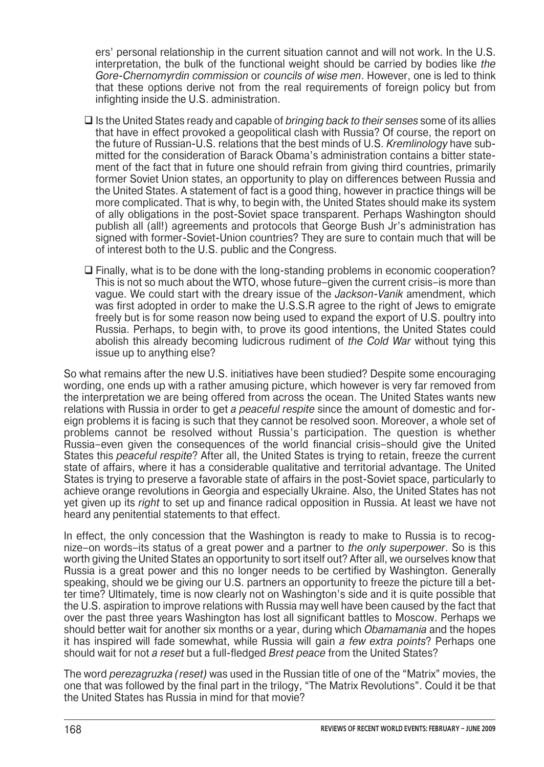ers' personal relationship in the current situation cannot and will not work. In the U.S. interpretation, the bulk of the functional weight should be carried by bodies like *the Gore-Chernomyrdin commission* or *councils of wise men*. However, one is led to think that these options derive not from the real requirements of foreign policy but from infighting inside the U.S. administration.

- Is the United States ready and capable of *bringing back to their senses* some of its allies that have in effect provoked a geopolitical clash with Russia? Of course, the report on the future of Russian-U.S. relations that the best minds of U.S. *Kremlinology* have submitted for the consideration of Barack Obama's administration contains a bitter statement of the fact that in future one should refrain from giving third countries, primarily former Soviet Union states, an opportunity to play on differences between Russia and the United States. A statement of fact is a good thing, however in practice things will be more complicated. That is why, to begin with, the United States should make its system of ally obligations in the post-Soviet space transparent. Perhaps Washington should publish all (all!) agreements and protocols that George Bush Jr's administration has signed with former-Soviet-Union countries? They are sure to contain much that will be of interest both to the U.S. public and the Congress.

- Finally, what is to be done with the long-standing problems in economic cooperation? This is not so much about the WTO, whose future–given the current crisis–is more than vague. We could start with the dreary issue of the *Jackson-Vanik* amendment, which was first adopted in order to make the U.S.S.R agree to the right of Jews to emigrate freely but is for some reason now being used to expand the export of U.S. poultry into Russia. Perhaps, to begin with, to prove its good intentions, the United States could abolish this already becoming ludicrous rudiment of *the Cold War* without tying this issue up to anything else?

So what remains after the new U.S. initiatives have been studied? Despite some encouraging wording, one ends up with a rather amusing picture, which however is very far removed from the interpretation we are being offered from across the ocean. The United States wants new relations with Russia in order to get *a peaceful respite* since the amount of domestic and foreign problems it is facing is such that they cannot be resolved soon. Moreover, a whole set of problems cannot be resolved without Russia's participation. The question is whether Russia–even given the consequences of the world financial crisis–should give the United States this *peaceful respite*? After all, the United States is trying to retain, freeze the current state of affairs, where it has a considerable qualitative and territorial advantage. The United States is trying to preserve a favorable state of affairs in the post-Soviet space, particularly to achieve orange revolutions in Georgia and especially Ukraine. Also, the United States has not yet given up its *right* to set up and finance radical opposition in Russia. At least we have not heard any penitential statements to that effect.

In effect, the only concession that the Washington is ready to make to Russia is to recognize–on words–its status of a great power and a partner to *the only superpower*. So is this worth giving the United States an opportunity to sort itself out? After all, we ourselves know that Russia is a great power and this no longer needs to be certified by Washington. Generally speaking, should we be giving our U.S. partners an opportunity to freeze the picture till a better time? Ultimately, time is now clearly not on Washington's side and it is quite possible that the U.S. aspiration to improve relations with Russia may well have been caused by the fact that over the past three years Washington has lost all significant battles to Moscow. Perhaps we should better wait for another six months or a year, during which *Obamamania* and the hopes it has inspired will fade somewhat, while Russia will gain *a few extra points*? Perhaps one should wait for not *a reset* but a full-fledged *Brest peace* from the United States?

The word *perezagruzka (reset)* was used in the Russian title of one of the "Matrix" movies, the one that was followed by the final part in the trilogy, "The Matrix Revolutions". Could it be that the United States has Russia in mind for that movie?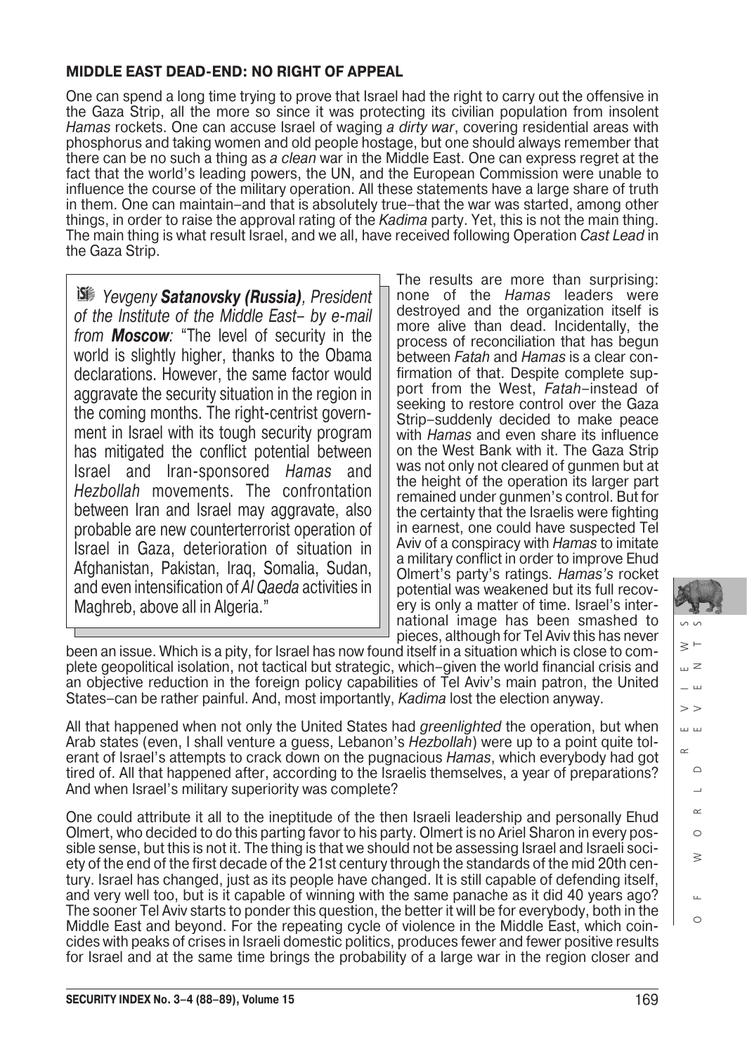**MIDDLE EAST DEAD-END: NO RIGHT OF APPEAL**

One can spend a long time trying to prove that Israel had the right to carry out the offensive in the Gaza Strip, all the more so since it was protecting its civilian population from insolent *Hamas* rockets. One can accuse Israel of waging *a dirty war*, covering residential areas with phosphorus and taking women and old people hostage, but one should always remember that there can be no such a thing as *a clean* war in the Middle East. One can express regret at the fact that the world's leading powers, the UN, and the European Commission were unable to influence the course of the military operation. All these statements have a large share of truth in them. One can maintain–and that is absolutely true–that the war was started, among other things, in order to raise the approval rating of the *Kadima* party. Yet, this is not the main thing. The main thing is what result Israel, and we all, have received following Operation *Cast Lead* in the Gaza Strip.

> *Yevgeny* ***Satanovsky (Russia)****, President of the Institute of the Middle East– by e-mail from* ***Moscow****:* "The level of security in the world is slightly higher, thanks to the Obama declarations. However, the same factor would aggravate the security situation in the region in the coming months. The right-centrist government in Israel with its tough security program has mitigated the conflict potential between Israel and Iran-sponsored *Hamas* and *Hezbollah* movements. The confrontation between Iran and Israel may aggravate, also probable are new counterterrorist operation of Israel in Gaza, deterioration of situation in Afghanistan, Pakistan, Iraq, Somalia, Sudan, and even intensification of *Al Qaeda* activities in Maghreb, above all in Algeria."

The results are more than surprising: none of the *Hamas* leaders were destroyed and the organization itself is more alive than dead. Incidentally, the process of reconciliation that has begun between *Fatah* and *Hamas* is a clear confirmation of that. Despite complete support from the West, *Fatah*–instead of seeking to restore control over the Gaza Strip–suddenly decided to make peace with *Hamas* and even share its influence on the West Bank with it. The Gaza Strip was not only not cleared of gunmen but at the height of the operation its larger part remained under gunmen's control. But for the certainty that the Israelis were fighting in earnest, one could have suspected Tel Aviv of a conspiracy with *Hamas* to imitate a military conflict in order to improve Ehud Olmert's party's ratings. *Hamas's* rocket potential was weakened but its full recovery is only a matter of time. Israel's international image has been smashed to pieces, although for Tel Aviv this has never been an issue. Which is a pity, for Israel has now found itself in a situation which is close to complete geopolitical isolation, not tactical but strategic, which–given the world financial crisis and an objective reduction in the foreign policy capabilities of Tel Aviv's main patron, the United States–can be rather painful. And, most importantly, *Kadima* lost the election anyway.

All that happened when not only the United States had *greenlighted* the operation, but when Arab states (even, I shall venture a guess, Lebanon's *Hezbollah*) were up to a point quite tolerant of Israel's attempts to crack down on the pugnacious *Hamas*, which everybody had got tired of. All that happened after, according to the Israelis themselves, a year of preparations? And when Israel's military superiority was complete?

One could attribute it all to the ineptitude of the then Israeli leadership and personally Ehud Olmert, who decided to do this parting favor to his party. Olmert is no Ariel Sharon in every possible sense, but this is not it. The thing is that we should not be assessing Israel and Israeli society of the end of the first decade of the 21st century through the standards of the mid 20th century. Israel has changed, just as its people have changed. It is still capable of defending itself, and very well too, but is it capable of winning with the same panache as it did 40 years ago? The sooner Tel Aviv starts to ponder this question, the better it will be for everybody, both in the Middle East and beyond. For the repeating cycle of violence in the Middle East, which coincides with peaks of crises in Israeli domestic politics, produces fewer and fewer positive results for Israel and at the same time brings the probability of a large war in the region closer and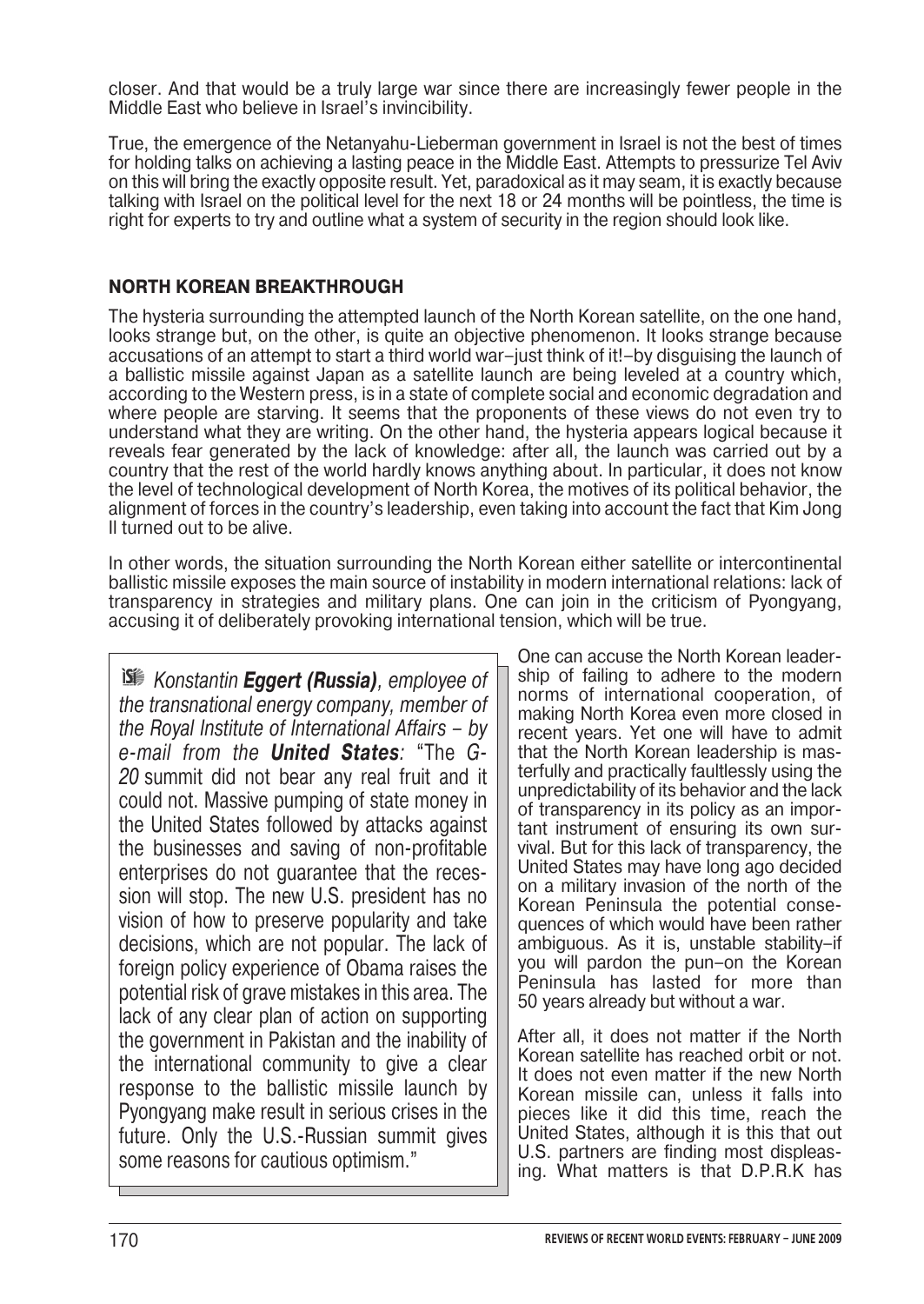closer. And that would be a truly large war since there are increasingly fewer people in the Middle East who believe in Israel's invincibility.

True, the emergence of the Netanyahu-Lieberman government in Israel is not the best of times for holding talks on achieving a lasting peace in the Middle East. Attempts to pressurize Tel Aviv on this will bring the exactly opposite result. Yet, paradoxical as it may seam, it is exactly because talking with Israel on the political level for the next 18 or 24 months will be pointless, the time is right for experts to try and outline what a system of security in the region should look like.

## NORTH KOREAN BREAKTHROUGH

The hysteria surrounding the attempted launch of the North Korean satellite, on the one hand, looks strange but, on the other, is quite an objective phenomenon. It looks strange because accusations of an attempt to start a third world war–just think of it!–by disguising the launch of a ballistic missile against Japan as a satellite launch are being leveled at a country which, according to the Western press, is in a state of complete social and economic degradation and where people are starving. It seems that the proponents of these views do not even try to understand what they are writing. On the other hand, the hysteria appears logical because it reveals fear generated by the lack of knowledge: after all, the launch was carried out by a country that the rest of the world hardly knows anything about. In particular, it does not know the level of technological development of North Korea, the motives of its political behavior, the alignment of forces in the country's leadership, even taking into account the fact that Kim Jong Il turned out to be alive.

In other words, the situation surrounding the North Korean either satellite or intercontinental ballistic missile exposes the main source of instability in modern international relations: lack of transparency in strategies and military plans. One can join in the criticism of Pyongyang, accusing it of deliberately provoking international tension, which will be true.

> *Konstantin **Eggert (Russia)**, employee of the transnational energy company, member of the Royal Institute of International Affairs – by e-mail from the **United States**:* "The *G-20* summit did not bear any real fruit and it could not. Massive pumping of state money in the United States followed by attacks against the businesses and saving of non-profitable enterprises do not guarantee that the recession will stop. The new U.S. president has no vision of how to preserve popularity and take decisions, which are not popular. The lack of foreign policy experience of Obama raises the potential risk of grave mistakes in this area. The lack of any clear plan of action on supporting the government in Pakistan and the inability of the international community to give a clear response to the ballistic missile launch by Pyongyang make result in serious crises in the future. Only the U.S.-Russian summit gives some reasons for cautious optimism."

One can accuse the North Korean leadership of failing to adhere to the modern norms of international cooperation, of making North Korea even more closed in recent years. Yet one will have to admit that the North Korean leadership is masterfully and practically faultlessly using the unpredictability of its behavior and the lack of transparency in its policy as an important instrument of ensuring its own survival. But for this lack of transparency, the United States may have long ago decided on a military invasion of the north of the Korean Peninsula the potential consequences of which would have been rather ambiguous. As it is, unstable stability–if you will pardon the pun–on the Korean Peninsula has lasted for more than 50 years already but without a war.

After all, it does not matter if the North Korean satellite has reached orbit or not. It does not even matter if the new North Korean missile can, unless it falls into pieces like it did this time, reach the United States, although it is this that out U.S. partners are finding most displeasing. What matters is that D.P.R.K has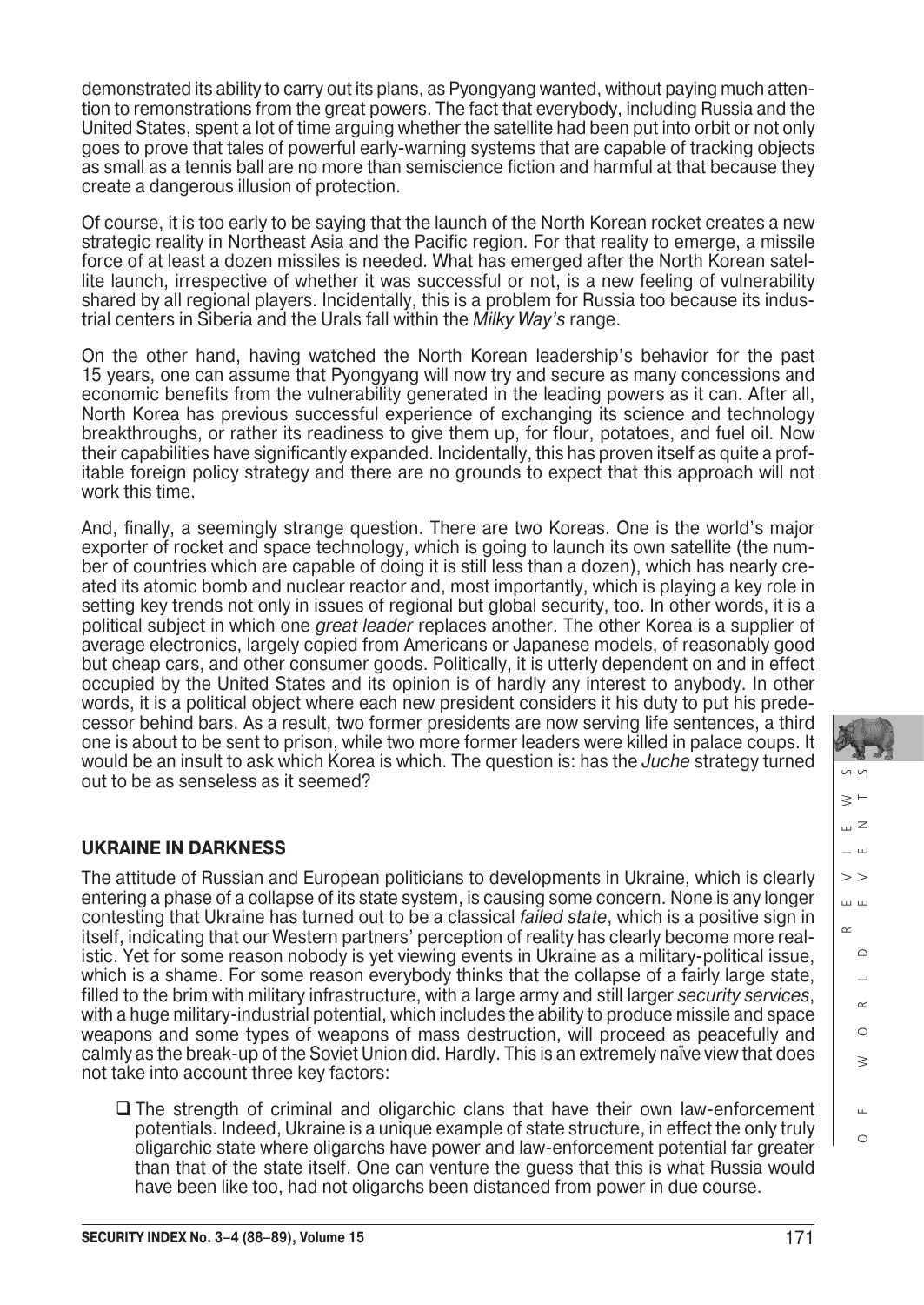demonstrated its ability to carry out its plans, as Pyongyang wanted, without paying much attention to remonstrations from the great powers. The fact that everybody, including Russia and the United States, spent a lot of time arguing whether the satellite had been put into orbit or not only goes to prove that tales of powerful early-warning systems that are capable of tracking objects as small as a tennis ball are no more than semiscience fiction and harmful at that because they create a dangerous illusion of protection.

Of course, it is too early to be saying that the launch of the North Korean rocket creates a new strategic reality in Northeast Asia and the Pacific region. For that reality to emerge, a missile force of at least a dozen missiles is needed. What has emerged after the North Korean satellite launch, irrespective of whether it was successful or not, is a new feeling of vulnerability shared by all regional players. Incidentally, this is a problem for Russia too because its industrial centers in Siberia and the Urals fall within the *Milky Way's* range.

On the other hand, having watched the North Korean leadership's behavior for the past 15 years, one can assume that Pyongyang will now try and secure as many concessions and economic benefits from the vulnerability generated in the leading powers as it can. After all, North Korea has previous successful experience of exchanging its science and technology breakthroughs, or rather its readiness to give them up, for flour, potatoes, and fuel oil. Now their capabilities have significantly expanded. Incidentally, this has proven itself as quite a profitable foreign policy strategy and there are no grounds to expect that this approach will not work this time.

And, finally, a seemingly strange question. There are two Koreas. One is the world's major exporter of rocket and space technology, which is going to launch its own satellite (the number of countries which are capable of doing it is still less than a dozen), which has nearly created its atomic bomb and nuclear reactor and, most importantly, which is playing a key role in setting key trends not only in issues of regional but global security, too. In other words, it is a political subject in which one *great leader* replaces another. The other Korea is a supplier of average electronics, largely copied from Americans or Japanese models, of reasonably good but cheap cars, and other consumer goods. Politically, it is utterly dependent on and in effect occupied by the United States and its opinion is of hardly any interest to anybody. In other words, it is a political object where each new president considers it his duty to put his predecessor behind bars. As a result, two former presidents are now serving life sentences, a third one is about to be sent to prison, while two more former leaders were killed in palace coups. It would be an insult to ask which Korea is which. The question is: has the *Juche* strategy turned out to be as senseless as it seemed?

## UKRAINE IN DARKNESS

The attitude of Russian and European politicians to developments in Ukraine, which is clearly entering a phase of a collapse of its state system, is causing some concern. None is any longer contesting that Ukraine has turned out to be a classical *failed state*, which is a positive sign in itself, indicating that our Western partners' perception of reality has clearly become more realistic. Yet for some reason nobody is yet viewing events in Ukraine as a military-political issue, which is a shame. For some reason everybody thinks that the collapse of a fairly large state, filled to the brim with military infrastructure, with a large army and still larger *security services*, with a huge military-industrial potential, which includes the ability to produce missile and space weapons and some types of weapons of mass destruction, will proceed as peacefully and calmly as the break-up of the Soviet Union did. Hardly. This is an extremely naïve view that does not take into account three key factors:

- The strength of criminal and oligarchic clans that have their own law-enforcement potentials. Indeed, Ukraine is a unique example of state structure, in effect the only truly oligarchic state where oligarchs have power and law-enforcement potential far greater than that of the state itself. One can venture the guess that this is what Russia would have been like too, had not oligarchs been distanced from power in due course.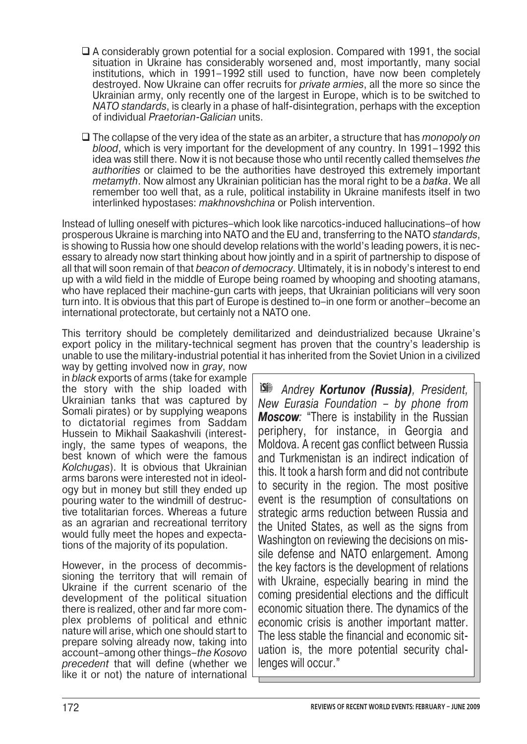- A considerably grown potential for a social explosion. Compared with 1991, the social situation in Ukraine has considerably worsened and, most importantly, many social institutions, which in 1991–1992 still used to function, have now been completely destroyed. Now Ukraine can offer recruits for *private armies*, all the more so since the Ukrainian army, only recently one of the largest in Europe, which is to be switched to *NATO standards*, is clearly in a phase of half-disintegration, perhaps with the exception of individual *Praetorian-Galician* units.

- The collapse of the very idea of the state as an arbiter, a structure that has *monopoly on blood*, which is very important for the development of any country. In 1991–1992 this idea was still there. Now it is not because those who until recently called themselves *the authorities* or claimed to be the authorities have destroyed this extremely important *metamyth*. Now almost any Ukrainian politician has the moral right to be a *batka*. We all remember too well that, as a rule, political instability in Ukraine manifests itself in two interlinked hypostases: *makhnovshchina* or Polish intervention.

Instead of lulling oneself with pictures–which look like narcotics-induced hallucinations–of how prosperous Ukraine is marching into NATO and the EU and, transferring to the NATO *standards*, is showing to Russia how one should develop relations with the world's leading powers, it is necessary to already now start thinking about how jointly and in a spirit of partnership to dispose of all that will soon remain of that *beacon of democracy*. Ultimately, it is in nobody's interest to end up with a wild field in the middle of Europe being roamed by whooping and shooting atamans, who have replaced their machine-gun carts with jeeps, that Ukrainian politicians will very soon turn into. It is obvious that this part of Europe is destined to–in one form or another–become an international protectorate, but certainly not a NATO one.

This territory should be completely demilitarized and deindustrialized because Ukraine's export policy in the military-technical segment has proven that the country's leadership is unable to use the military-industrial potential it has inherited from the Soviet Union in a civilized way by getting involved now in *gray*, now in *black* exports of arms (take for example the story with the ship loaded with Ukrainian tanks that was captured by Somali pirates) or by supplying weapons to dictatorial regimes from Saddam Hussein to Mikhail Saakashvili (interestingly, the same types of weapons, the best known of which were the famous *Kolchugas*). It is obvious that Ukrainian arms barons were interested not in ideology but in money but still they ended up pouring water to the windmill of destructive totalitarian forces. Whereas a future as an agrarian and recreational territory would fully meet the hopes and expectations of the majority of its population.

However, in the process of decommissioning the territory that will remain of Ukraine if the current scenario of the development of the political situation there is realized, other and far more complex problems of political and ethnic nature will arise, which one should start to prepare solving already now, taking into account–among other things–*the Kosovo precedent* that will define (whether we like it or not) the nature of international

> *Andrey* ***Kortunov (Russia)****, President, New Eurasia Foundation – by phone from* ***Moscow****:* "There is instability in the Russian periphery, for instance, in Georgia and Moldova. A recent gas conflict between Russia and Turkmenistan is an indirect indication of this. It took a harsh form and did not contribute to security in the region. The most positive event is the resumption of consultations on strategic arms reduction between Russia and the United States, as well as the signs from Washington on reviewing the decisions on missile defense and NATO enlargement. Among the key factors is the development of relations with Ukraine, especially bearing in mind the coming presidential elections and the difficult economic situation there. The dynamics of the economic crisis is another important matter. The less stable the financial and economic situation is, the more potential security challenges will occur."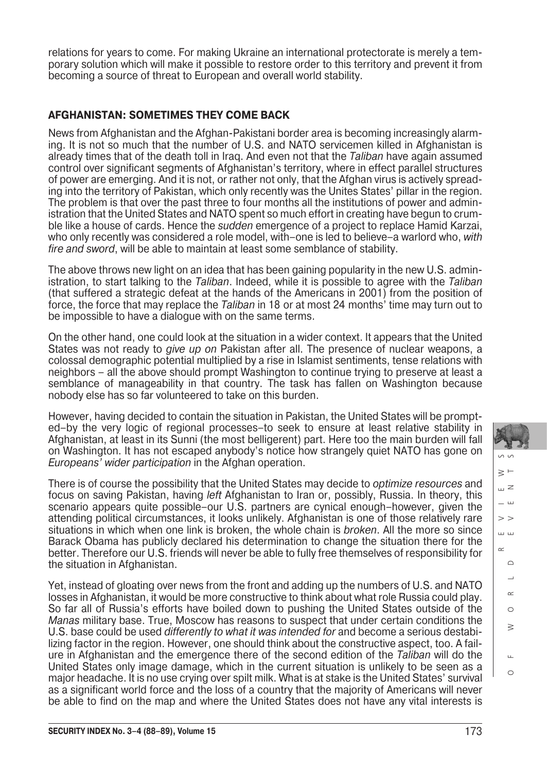relations for years to come. For making Ukraine an international protectorate is merely a temporary solution which will make it possible to restore order to this territory and prevent it from becoming a source of threat to European and overall world stability.

## AFGHANISTAN: SOMETIMES THEY COME BACK

News from Afghanistan and the Afghan-Pakistani border area is becoming increasingly alarming. It is not so much that the number of U.S. and NATO servicemen killed in Afghanistan is already times that of the death toll in Iraq. And even not that the *Taliban* have again assumed control over significant segments of Afghanistan's territory, where in effect parallel structures of power are emerging. And it is not, or rather not only, that the Afghan virus is actively spreading into the territory of Pakistan, which only recently was the Unites States' pillar in the region. The problem is that over the past three to four months all the institutions of power and administration that the United States and NATO spent so much effort in creating have begun to crumble like a house of cards. Hence the *sudden* emergence of a project to replace Hamid Karzai, who only recently was considered a role model, with–one is led to believe–a warlord who, *with fire and sword*, will be able to maintain at least some semblance of stability.

The above throws new light on an idea that has been gaining popularity in the new U.S. administration, to start talking to the *Taliban*. Indeed, while it is possible to agree with the *Taliban* (that suffered a strategic defeat at the hands of the Americans in 2001) from the position of force, the force that may replace the *Taliban* in 18 or at most 24 months' time may turn out to be impossible to have a dialogue with on the same terms.

On the other hand, one could look at the situation in a wider context. It appears that the United States was not ready to *give up on* Pakistan after all. The presence of nuclear weapons, a colossal demographic potential multiplied by a rise in Islamist sentiments, tense relations with neighbors – all the above should prompt Washington to continue trying to preserve at least a semblance of manageability in that country. The task has fallen on Washington because nobody else has so far volunteered to take on this burden.

However, having decided to contain the situation in Pakistan, the United States will be prompted–by the very logic of regional processes–to seek to ensure at least relative stability in Afghanistan, at least in its Sunni (the most belligerent) part. Here too the main burden will fall on Washington. It has not escaped anybody's notice how strangely quiet NATO has gone on *Europeans' wider participation* in the Afghan operation.

There is of course the possibility that the United States may decide to *optimize resources* and focus on saving Pakistan, having *left* Afghanistan to Iran or, possibly, Russia. In theory, this scenario appears quite possible–our U.S. partners are cynical enough–however, given the attending political circumstances, it looks unlikely. Afghanistan is one of those relatively rare situations in which when one link is broken, the whole chain is *broken*. All the more so since Barack Obama has publicly declared his determination to change the situation there for the better. Therefore our U.S. friends will never be able to fully free themselves of responsibility for the situation in Afghanistan.

Yet, instead of gloating over news from the front and adding up the numbers of U.S. and NATO losses in Afghanistan, it would be more constructive to think about what role Russia could play. So far all of Russia's efforts have boiled down to pushing the United States outside of the *Manas* military base. True, Moscow has reasons to suspect that under certain conditions the U.S. base could be used *differently to what it was intended for* and become a serious destabilizing factor in the region. However, one should think about the constructive aspect, too. A failure in Afghanistan and the emergence there of the second edition of the *Taliban* will do the United States only image damage, which in the current situation is unlikely to be seen as a major headache. It is no use crying over spilt milk. What is at stake is the United States' survival as a significant world force and the loss of a country that the majority of Americans will never be able to find on the map and where the United States does not have any vital interests is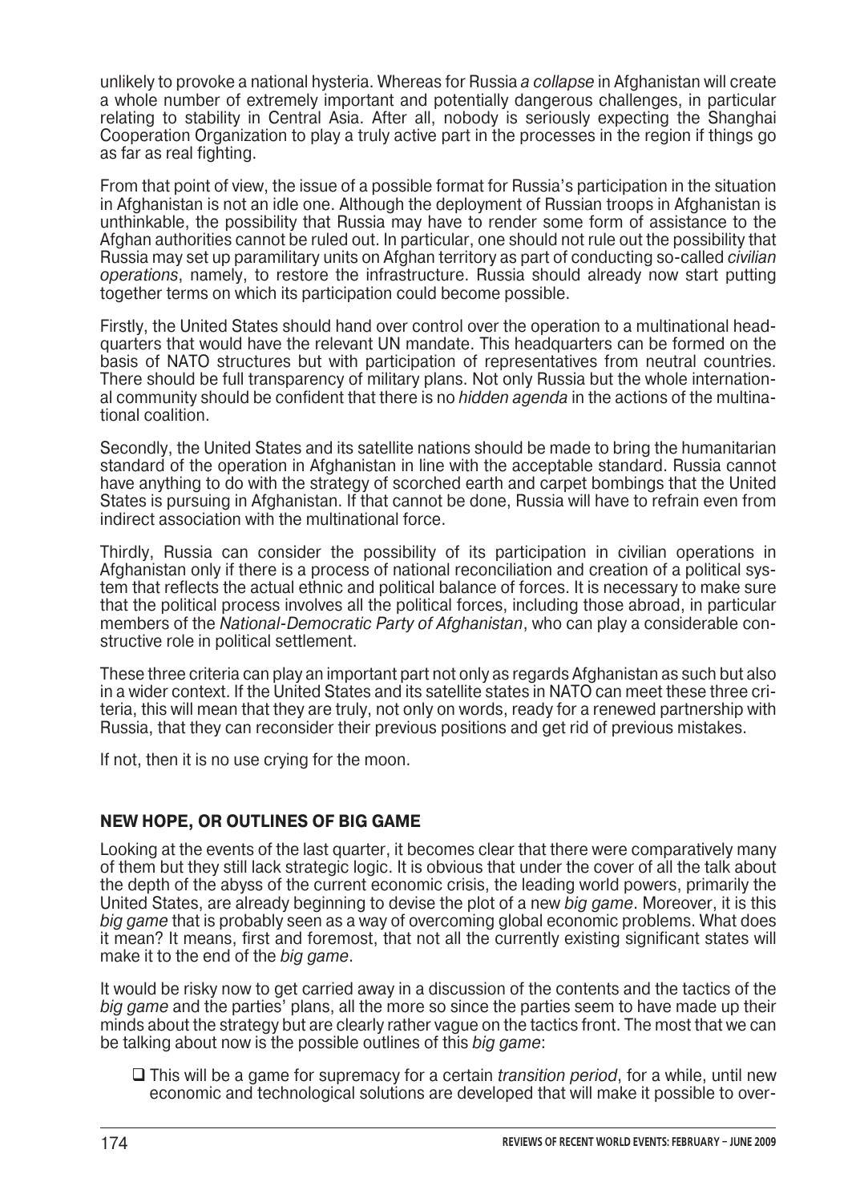unlikely to provoke a national hysteria. Whereas for Russia *a collapse* in Afghanistan will create a whole number of extremely important and potentially dangerous challenges, in particular relating to stability in Central Asia. After all, nobody is seriously expecting the Shanghai Cooperation Organization to play a truly active part in the processes in the region if things go as far as real fighting.

From that point of view, the issue of a possible format for Russia's participation in the situation in Afghanistan is not an idle one. Although the deployment of Russian troops in Afghanistan is unthinkable, the possibility that Russia may have to render some form of assistance to the Afghan authorities cannot be ruled out. In particular, one should not rule out the possibility that Russia may set up paramilitary units on Afghan territory as part of conducting so-called *civilian operations*, namely, to restore the infrastructure. Russia should already now start putting together terms on which its participation could become possible.

Firstly, the United States should hand over control over the operation to a multinational headquarters that would have the relevant UN mandate. This headquarters can be formed on the basis of NATO structures but with participation of representatives from neutral countries. There should be full transparency of military plans. Not only Russia but the whole international community should be confident that there is no *hidden agenda* in the actions of the multinational coalition.

Secondly, the United States and its satellite nations should be made to bring the humanitarian standard of the operation in Afghanistan in line with the acceptable standard. Russia cannot have anything to do with the strategy of scorched earth and carpet bombings that the United States is pursuing in Afghanistan. If that cannot be done, Russia will have to refrain even from indirect association with the multinational force.

Thirdly, Russia can consider the possibility of its participation in civilian operations in Afghanistan only if there is a process of national reconciliation and creation of a political system that reflects the actual ethnic and political balance of forces. It is necessary to make sure that the political process involves all the political forces, including those abroad, in particular members of the *National-Democratic Party of Afghanistan*, who can play a considerable constructive role in political settlement.

These three criteria can play an important part not only as regards Afghanistan as such but also in a wider context. If the United States and its satellite states in NATO can meet these three criteria, this will mean that they are truly, not only on words, ready for a renewed partnership with Russia, that they can reconsider their previous positions and get rid of previous mistakes.

If not, then it is no use crying for the moon.

## NEW HOPE, OR OUTLINES OF BIG GAME

Looking at the events of the last quarter, it becomes clear that there were comparatively many of them but they still lack strategic logic. It is obvious that under the cover of all the talk about the depth of the abyss of the current economic crisis, the leading world powers, primarily the United States, are already beginning to devise the plot of a new *big game*. Moreover, it is this *big game* that is probably seen as a way of overcoming global economic problems. What does it mean? It means, first and foremost, that not all the currently existing significant states will make it to the end of the *big game*.

It would be risky now to get carried away in a discussion of the contents and the tactics of the *big game* and the parties' plans, all the more so since the parties seem to have made up their minds about the strategy but are clearly rather vague on the tactics front. The most that we can be talking about now is the possible outlines of this *big game*:

- This will be a game for supremacy for a certain *transition period*, for a while, until new economic and technological solutions are developed that will make it possible to over-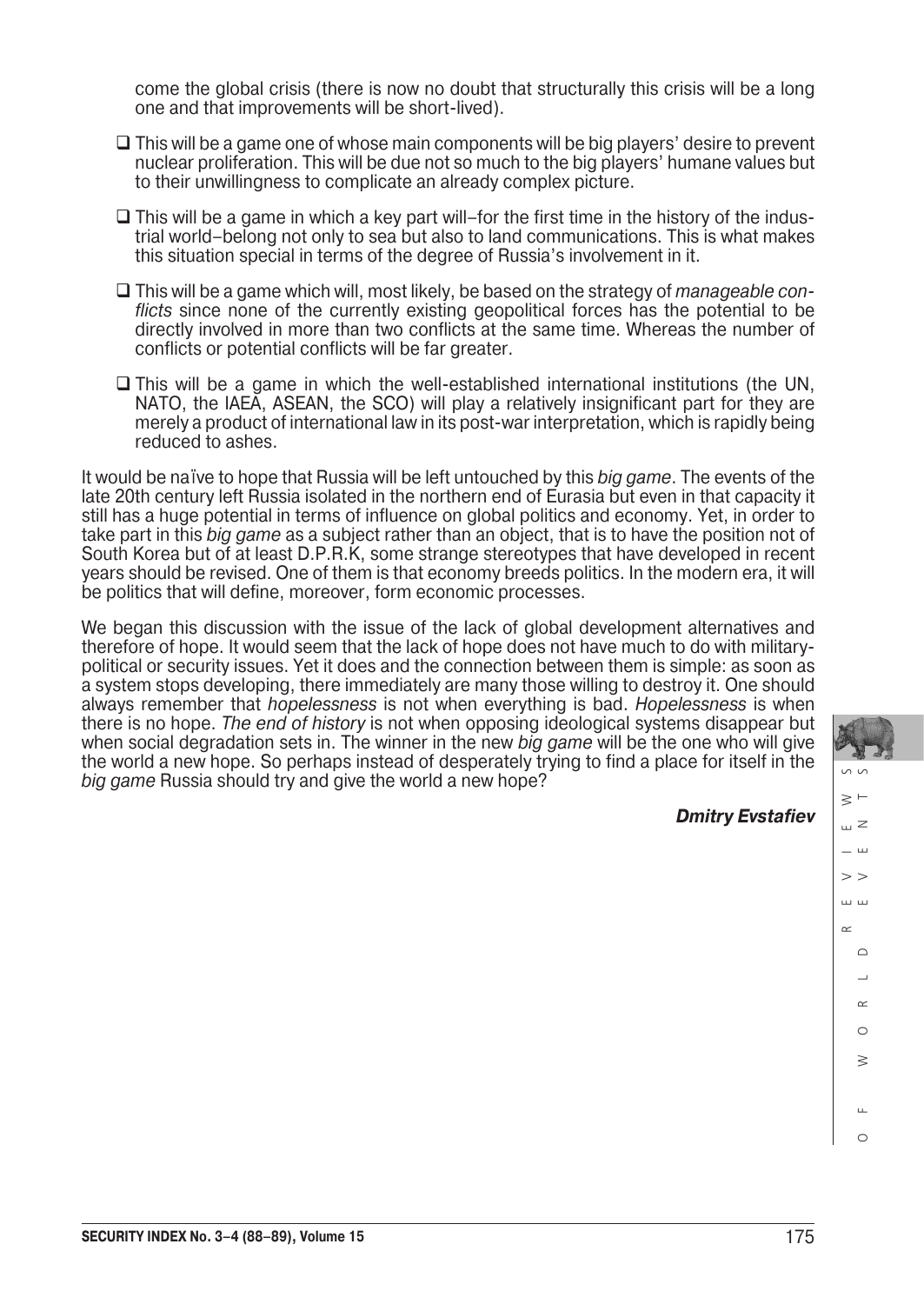come the global crisis (there is now no doubt that structurally this crisis will be a long one and that improvements will be short-lived).

- This will be a game one of whose main components will be big players' desire to prevent nuclear proliferation. This will be due not so much to the big players' humane values but to their unwillingness to complicate an already complex picture.
- This will be a game in which a key part will–for the first time in the history of the industrial world–belong not only to sea but also to land communications. This is what makes this situation special in terms of the degree of Russia's involvement in it.
- This will be a game which will, most likely, be based on the strategy of *manageable conflicts* since none of the currently existing geopolitical forces has the potential to be directly involved in more than two conflicts at the same time. Whereas the number of conflicts or potential conflicts will be far greater.
- This will be a game in which the well-established international institutions (the UN, NATO, the IAEA, ASEAN, the SCO) will play a relatively insignificant part for they are merely a product of international law in its post-war interpretation, which is rapidly being reduced to ashes.

It would be naïve to hope that Russia will be left untouched by this *big game*. The events of the late 20th century left Russia isolated in the northern end of Eurasia but even in that capacity it still has a huge potential in terms of influence on global politics and economy. Yet, in order to take part in this *big game* as a subject rather than an object, that is to have the position not of South Korea but of at least D.P.R.K, some strange stereotypes that have developed in recent years should be revised. One of them is that economy breeds politics. In the modern era, it will be politics that will define, moreover, form economic processes.

We began this discussion with the issue of the lack of global development alternatives and therefore of hope. It would seem that the lack of hope does not have much to do with military-political or security issues. Yet it does and the connection between them is simple: as soon as a system stops developing, there immediately are many those willing to destroy it. One should always remember that *hopelessness* is not when everything is bad. *Hopelessness* is when there is no hope. *The end of history* is not when opposing ideological systems disappear but when social degradation sets in. The winner in the new *big game* will be the one who will give the world a new hope. So perhaps instead of desperately trying to find a place for itself in the *big game* Russia should try and give the world a new hope?

***Dmitry Evstafiev***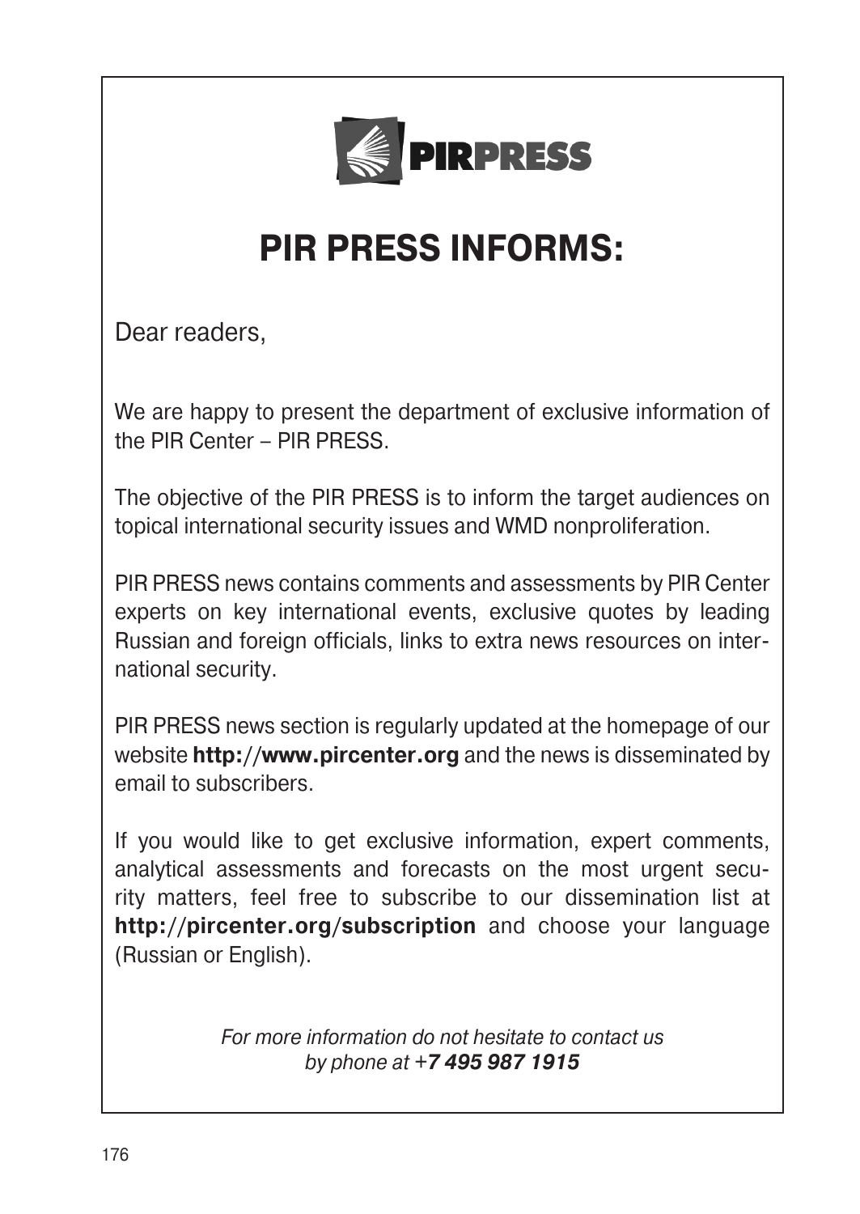PIRPRESS

# PIR PRESS INFORMS:

Dear readers,

We are happy to present the department of exclusive information of the PIR Center – PIR PRESS.

The objective of the PIR PRESS is to inform the target audiences on topical international security issues and WMD nonproliferation.

PIR PRESS news contains comments and assessments by PIR Center experts on key international events, exclusive quotes by leading Russian and foreign officials, links to extra news resources on international security.

PIR PRESS news section is regularly updated at the homepage of our website **http://www.pircenter.org** and the news is disseminated by email to subscribers.

If you would like to get exclusive information, expert comments, analytical assessments and forecasts on the most urgent security matters, feel free to subscribe to our dissemination list at **http://pircenter.org/subscription** and choose your language (Russian or English).

*For more information do not hesitate to contact us by phone at* ***+7 495 987 1915***